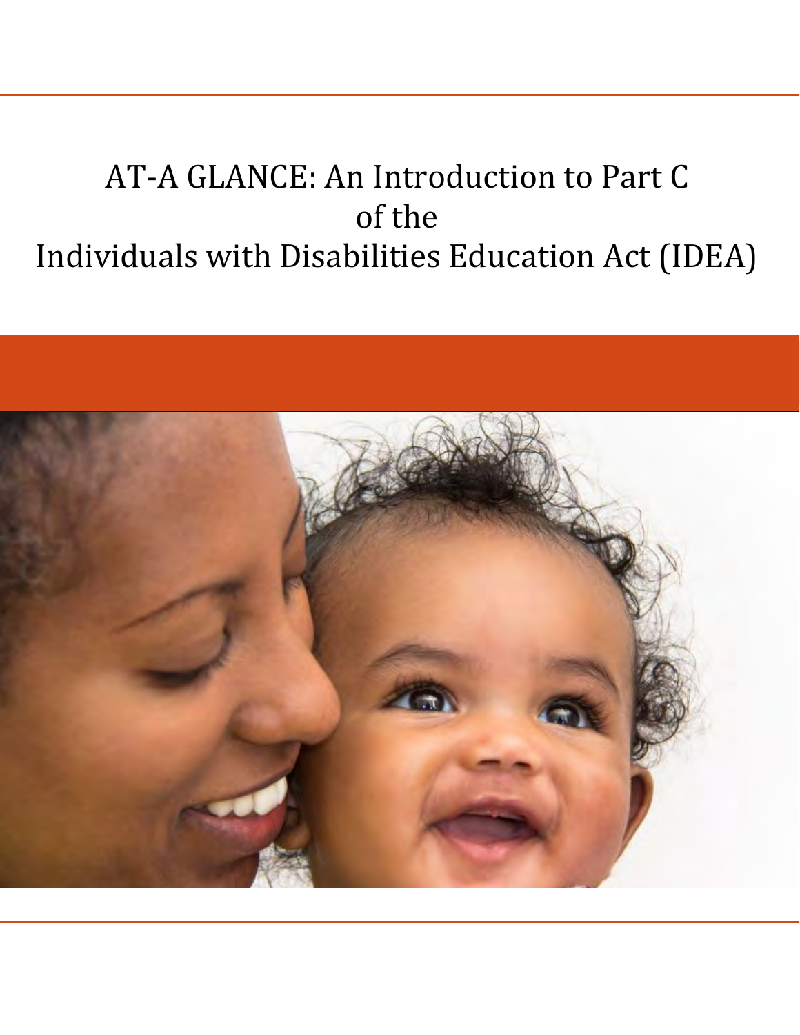# AT-A GLANCE: An Introduction to Part C of the Individuals with Disabilities Education Act (IDEA)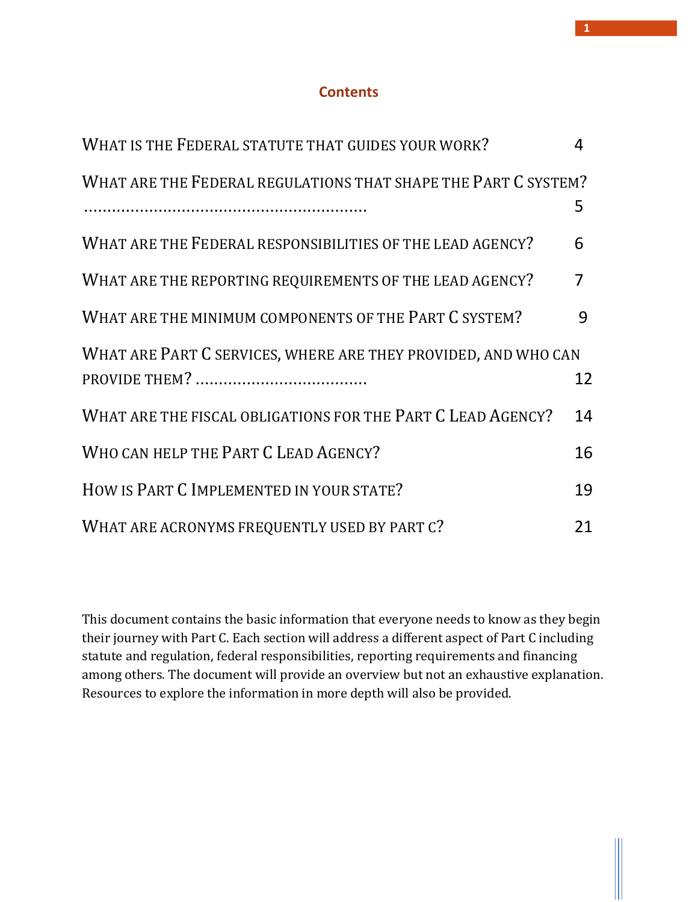## Contents

| | |
|---|---|
| WHAT IS THE FEDERAL STATUTE THAT GUIDES YOUR WORK? | 4 |
| WHAT ARE THE FEDERAL REGULATIONS THAT SHAPE THE PART C SYSTEM? ............................................................ | 5 |
| WHAT ARE THE FEDERAL RESPONSIBILITIES OF THE LEAD AGENCY? | 6 |
| WHAT ARE THE REPORTING REQUIREMENTS OF THE LEAD AGENCY? | 7 |
| WHAT ARE THE MINIMUM COMPONENTS OF THE PART C SYSTEM? | 9 |
| WHAT ARE PART C SERVICES, WHERE ARE THEY PROVIDED, AND WHO CAN PROVIDE THEM? .................................... | 12 |
| WHAT ARE THE FISCAL OBLIGATIONS FOR THE PART C LEAD AGENCY? | 14 |
| WHO CAN HELP THE PART C LEAD AGENCY? | 16 |
| HOW IS PART C IMPLEMENTED IN YOUR STATE? | 19 |
| WHAT ARE ACRONYMS FREQUENTLY USED BY PART C? | 21 |

This document contains the basic information that everyone needs to know as they begin their journey with Part C. Each section will address a different aspect of Part C including statute and regulation, federal responsibilities, reporting requirements and financing among others. The document will provide an overview but not an exhaustive explanation. Resources to explore the information in more depth will also be provided.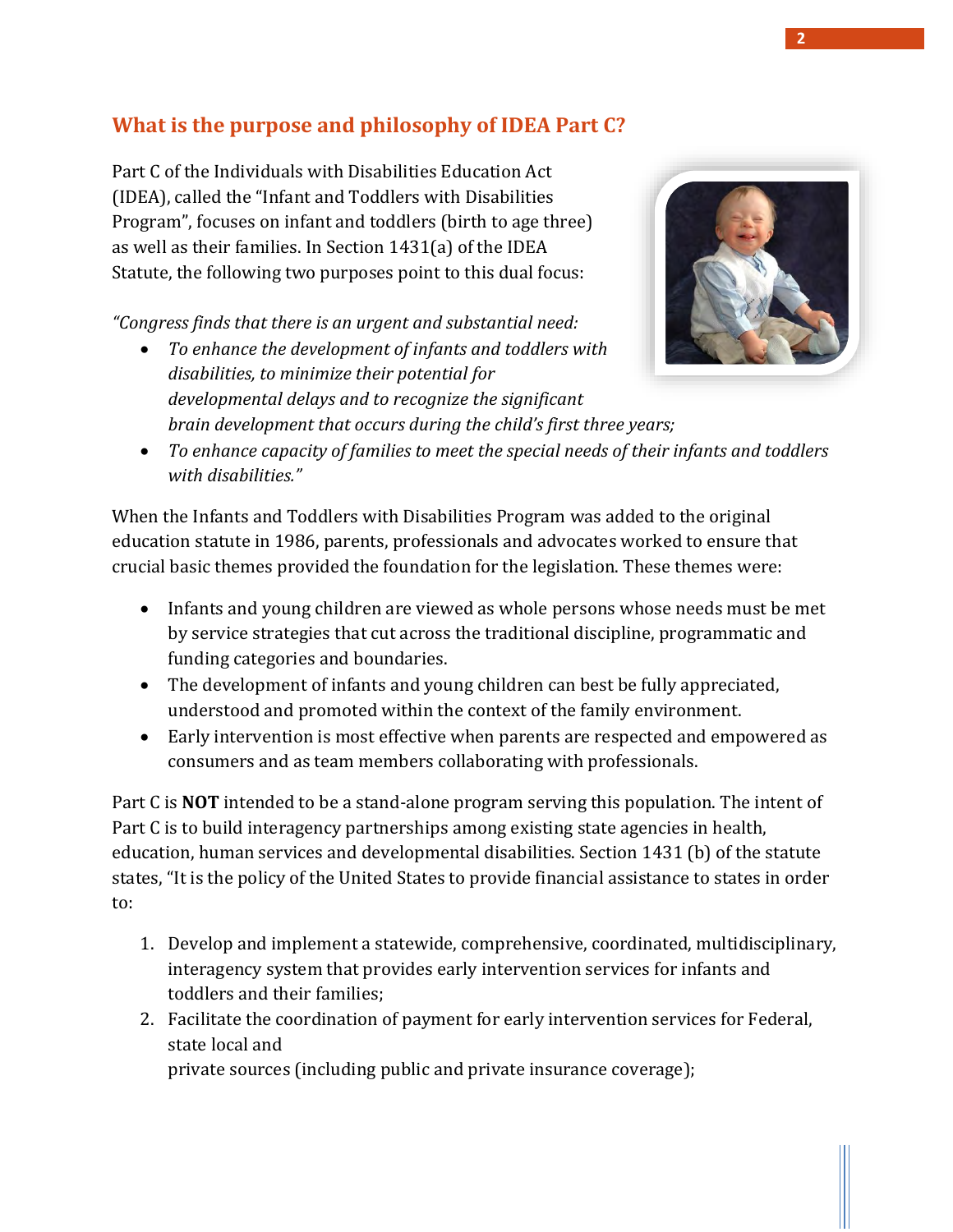## What is the purpose and philosophy of IDEA Part C?

Part C of the Individuals with Disabilities Education Act (IDEA), called the "Infant and Toddlers with Disabilities Program", focuses on infant and toddlers (birth to age three) as well as their families. In Section 1431(a) of the IDEA Statute, the following two purposes point to this dual focus:

*"Congress finds that there is an urgent and substantial need:*

- *To enhance the development of infants and toddlers with disabilities, to minimize their potential for developmental delays and to recognize the significant brain development that occurs during the child's first three years;*
- *To enhance capacity of families to meet the special needs of their infants and toddlers with disabilities."*

When the Infants and Toddlers with Disabilities Program was added to the original education statute in 1986, parents, professionals and advocates worked to ensure that crucial basic themes provided the foundation for the legislation. These themes were:

- Infants and young children are viewed as whole persons whose needs must be met by service strategies that cut across the traditional discipline, programmatic and funding categories and boundaries.
- The development of infants and young children can best be fully appreciated, understood and promoted within the context of the family environment.
- Early intervention is most effective when parents are respected and empowered as consumers and as team members collaborating with professionals.

Part C is **NOT** intended to be a stand-alone program serving this population. The intent of Part C is to build interagency partnerships among existing state agencies in health, education, human services and developmental disabilities. Section 1431 (b) of the statute states, "It is the policy of the United States to provide financial assistance to states in order to:

1. Develop and implement a statewide, comprehensive, coordinated, multidisciplinary, interagency system that provides early intervention services for infants and toddlers and their families;
2. Facilitate the coordination of payment for early intervention services for Federal, state local and private sources (including public and private insurance coverage);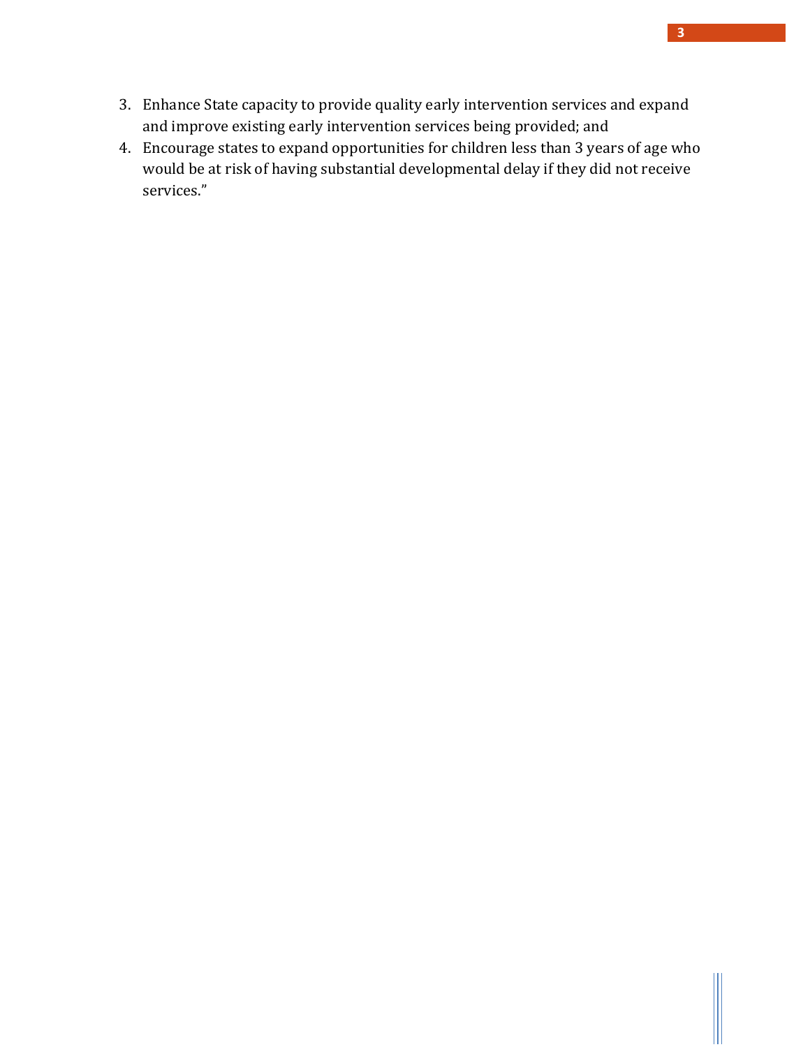3. Enhance State capacity to provide quality early intervention services and expand and improve existing early intervention services being provided; and
4. Encourage states to expand opportunities for children less than 3 years of age who would be at risk of having substantial developmental delay if they did not receive services."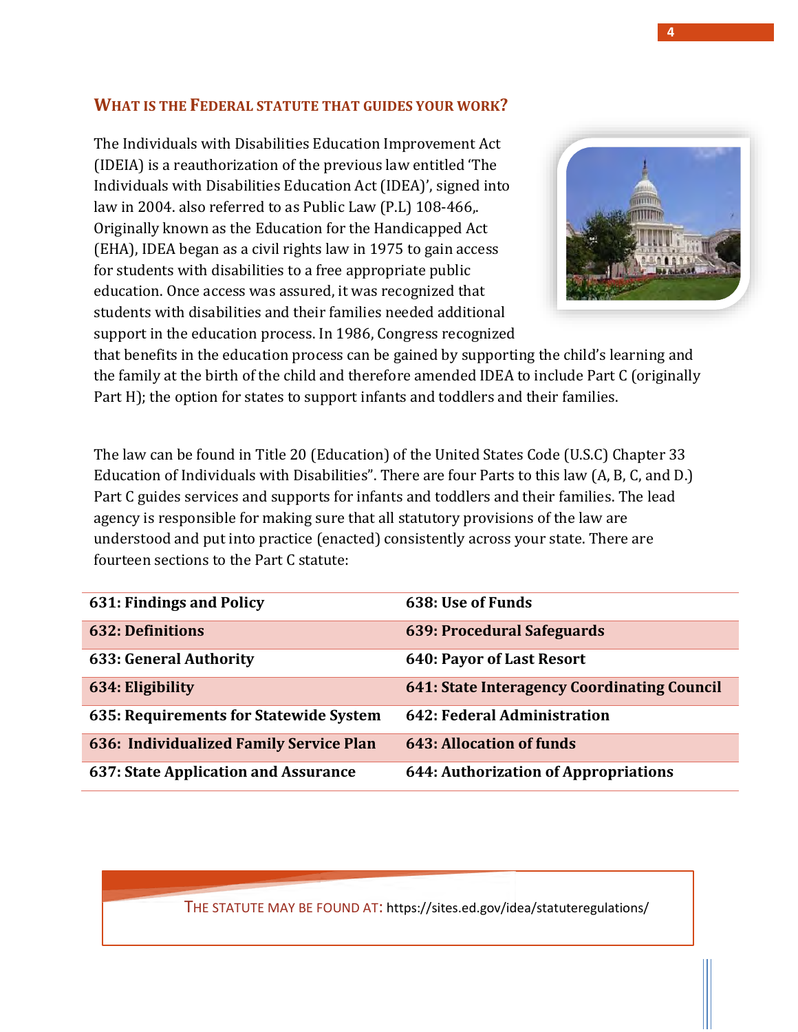## What is the Federal statute that guides your work?

The Individuals with Disabilities Education Improvement Act (IDEIA) is a reauthorization of the previous law entitled 'The Individuals with Disabilities Education Act (IDEA)', signed into law in 2004. also referred to as Public Law (P.L) 108-466,. Originally known as the Education for the Handicapped Act (EHA), IDEA began as a civil rights law in 1975 to gain access for students with disabilities to a free appropriate public education. Once access was assured, it was recognized that students with disabilities and their families needed additional support in the education process. In 1986, Congress recognized that benefits in the education process can be gained by supporting the child's learning and the family at the birth of the child and therefore amended IDEA to include Part C (originally Part H); the option for states to support infants and toddlers and their families.

The law can be found in Title 20 (Education) of the United States Code (U.S.C) Chapter 33 Education of Individuals with Disabilities". There are four Parts to this law (A, B, C, and D.) Part C guides services and supports for infants and toddlers and their families. The lead agency is responsible for making sure that all statutory provisions of the law are understood and put into practice (enacted) consistently across your state. There are fourteen sections to the Part C statute:

| | |
|---|---|
| **631: Findings and Policy** | **638: Use of Funds** |
| **632: Definitions** | **639: Procedural Safeguards** |
| **633: General Authority** | **640: Payor of Last Resort** |
| **634: Eligibility** | **641: State Interagency Coordinating Council** |
| **635: Requirements for Statewide System** | **642: Federal Administration** |
| **636: Individualized Family Service Plan** | **643: Allocation of funds** |
| **637: State Application and Assurance** | **644: Authorization of Appropriations** |

The statute may be found at: https://sites.ed.gov/idea/statuteregulations/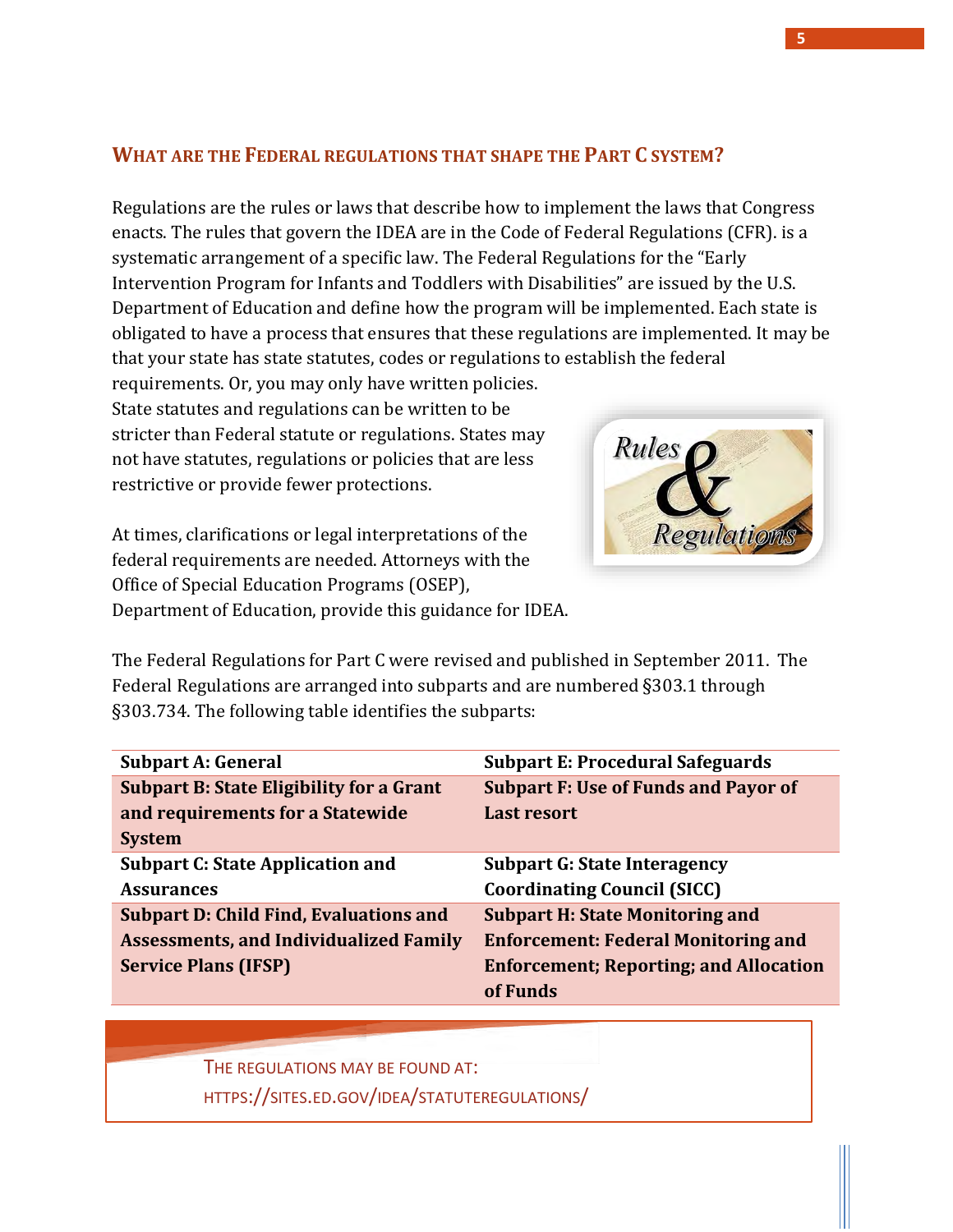## What are the Federal regulations that shape the Part C system?

Regulations are the rules or laws that describe how to implement the laws that Congress enacts. The rules that govern the IDEA are in the Code of Federal Regulations (CFR). is a systematic arrangement of a specific law. The Federal Regulations for the "Early Intervention Program for Infants and Toddlers with Disabilities" are issued by the U.S. Department of Education and define how the program will be implemented. Each state is obligated to have a process that ensures that these regulations are implemented. It may be that your state has state statutes, codes or regulations to establish the federal requirements. Or, you may only have written policies. State statutes and regulations can be written to be stricter than Federal statute or regulations. States may not have statutes, regulations or policies that are less restrictive or provide fewer protections.

At times, clarifications or legal interpretations of the federal requirements are needed. Attorneys with the Office of Special Education Programs (OSEP), Department of Education, provide this guidance for IDEA.

The Federal Regulations for Part C were revised and published in September 2011. The Federal Regulations are arranged into subparts and are numbered §303.1 through §303.734. The following table identifies the subparts:

| Subpart A: General | Subpart E: Procedural Safeguards |
|---|---|
| **Subpart B: State Eligibility for a Grant and requirements for a Statewide System** | **Subpart F: Use of Funds and Payor of Last resort** |
| **Subpart C: State Application and Assurances** | **Subpart G: State Interagency Coordinating Council (SICC)** |
| **Subpart D: Child Find, Evaluations and Assessments, and Individualized Family Service Plans (IFSP)** | **Subpart H: State Monitoring and Enforcement: Federal Monitoring and Enforcement; Reporting; and Allocation of Funds** |

The regulations may be found at: https://sites.ed.gov/idea/statuteregulations/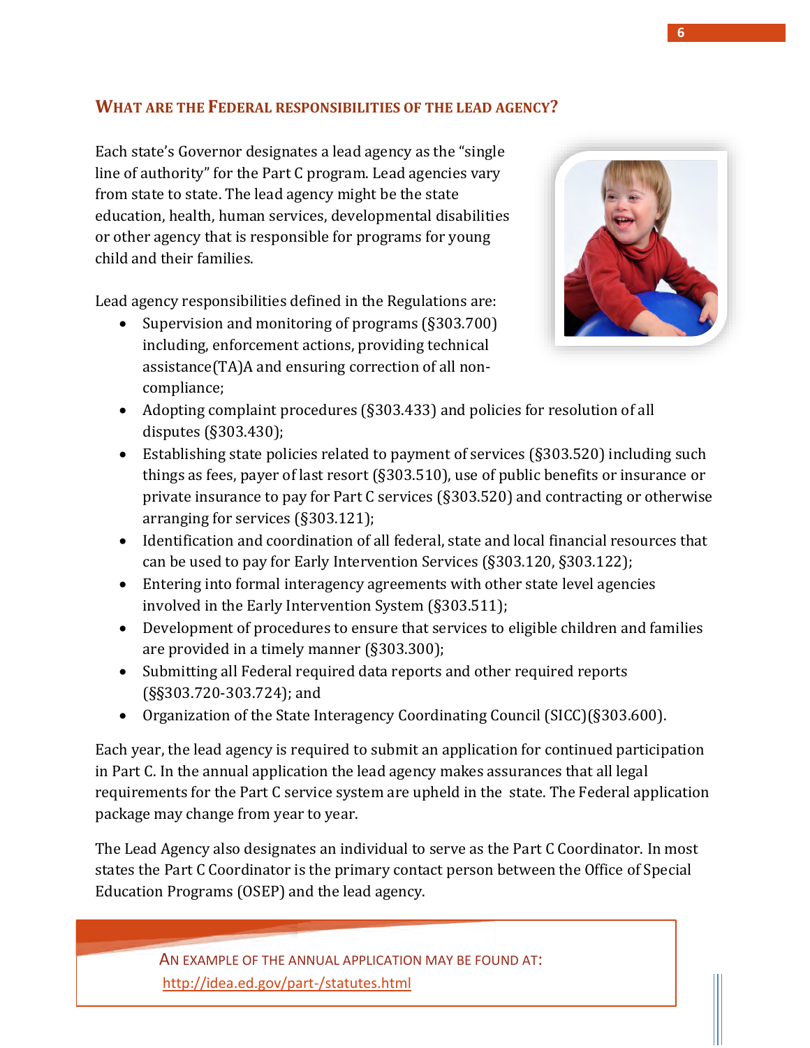## What are the Federal responsibilities of the lead agency?

Each state's Governor designates a lead agency as the "single line of authority" for the Part C program. Lead agencies vary from state to state. The lead agency might be the state education, health, human services, developmental disabilities or other agency that is responsible for programs for young child and their families.

Lead agency responsibilities defined in the Regulations are:

- Supervision and monitoring of programs (§303.700) including, enforcement actions, providing technical assistance(TA)A and ensuring correction of all non-compliance;
- Adopting complaint procedures (§303.433) and policies for resolution of all disputes (§303.430);
- Establishing state policies related to payment of services (§303.520) including such things as fees, payer of last resort (§303.510), use of public benefits or insurance or private insurance to pay for Part C services (§303.520) and contracting or otherwise arranging for services (§303.121);
- Identification and coordination of all federal, state and local financial resources that can be used to pay for Early Intervention Services (§303.120, §303.122);
- Entering into formal interagency agreements with other state level agencies involved in the Early Intervention System (§303.511);
- Development of procedures to ensure that services to eligible children and families are provided in a timely manner (§303.300);
- Submitting all Federal required data reports and other required reports (§§303.720-303.724); and
- Organization of the State Interagency Coordinating Council (SICC)(§303.600).

Each year, the lead agency is required to submit an application for continued participation in Part C. In the annual application the lead agency makes assurances that all legal requirements for the Part C service system are upheld in the state. The Federal application package may change from year to year.

The Lead Agency also designates an individual to serve as the Part C Coordinator. In most states the Part C Coordinator is the primary contact person between the Office of Special Education Programs (OSEP) and the lead agency.

An example of the annual application may be found at:
http://idea.ed.gov/part-/statutes.html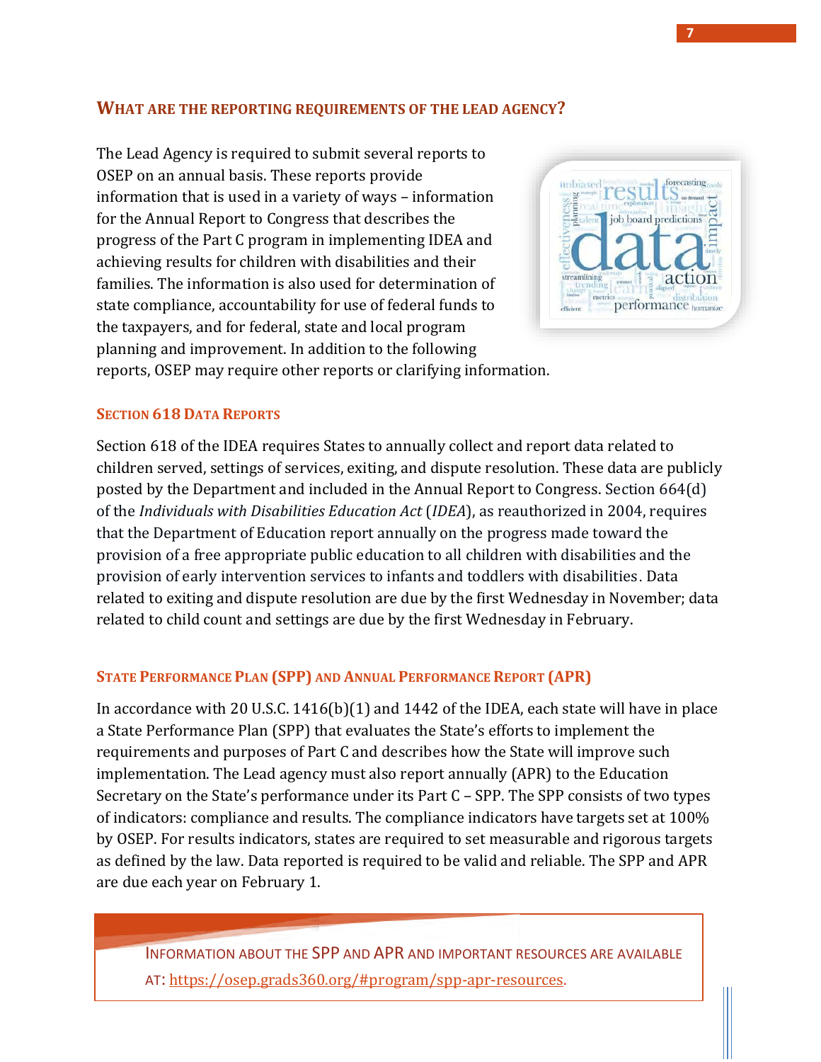## What are the reporting requirements of the lead agency?

The Lead Agency is required to submit several reports to OSEP on an annual basis. These reports provide information that is used in a variety of ways – information for the Annual Report to Congress that describes the progress of the Part C program in implementing IDEA and achieving results for children with disabilities and their families. The information is also used for determination of state compliance, accountability for use of federal funds to the taxpayers, and for federal, state and local program planning and improvement. In addition to the following reports, OSEP may require other reports or clarifying information.

### Section 618 Data Reports

Section 618 of the IDEA requires States to annually collect and report data related to children served, settings of services, exiting, and dispute resolution. These data are publicly posted by the Department and included in the Annual Report to Congress. Section 664(d) of the *Individuals with Disabilities Education Act* (*IDEA*), as reauthorized in 2004, requires that the Department of Education report annually on the progress made toward the provision of a free appropriate public education to all children with disabilities and the provision of early intervention services to infants and toddlers with disabilities. Data related to exiting and dispute resolution are due by the first Wednesday in November; data related to child count and settings are due by the first Wednesday in February.

### State Performance Plan (SPP) and Annual Performance Report (APR)

In accordance with 20 U.S.C. 1416(b)(1) and 1442 of the IDEA, each state will have in place a State Performance Plan (SPP) that evaluates the State's efforts to implement the requirements and purposes of Part C and describes how the State will improve such implementation. The Lead agency must also report annually (APR) to the Education Secretary on the State's performance under its Part C – SPP. The SPP consists of two types of indicators: compliance and results. The compliance indicators have targets set at 100% by OSEP. For results indicators, states are required to set measurable and rigorous targets as defined by the law. Data reported is required to be valid and reliable. The SPP and APR are due each year on February 1.

> INFORMATION ABOUT THE SPP AND APR AND IMPORTANT RESOURCES ARE AVAILABLE AT: https://osep.grads360.org/#program/spp-apr-resources.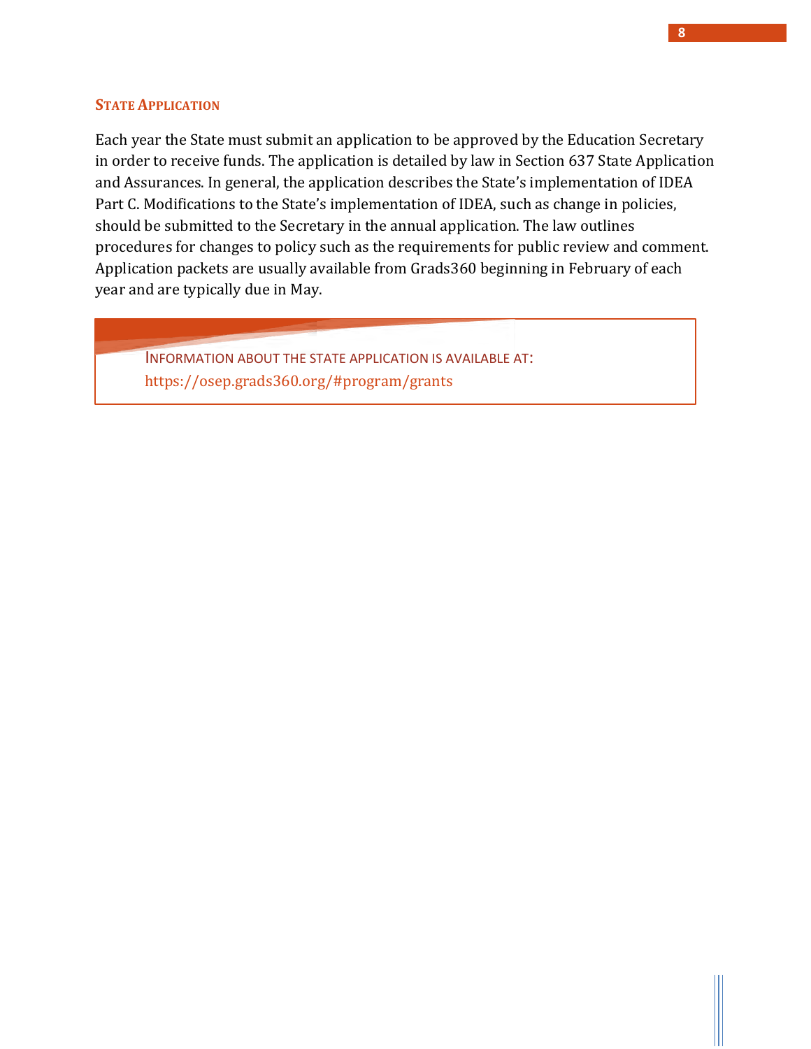### State Application

Each year the State must submit an application to be approved by the Education Secretary in order to receive funds. The application is detailed by law in Section 637 State Application and Assurances. In general, the application describes the State's implementation of IDEA Part C. Modifications to the State's implementation of IDEA, such as change in policies, should be submitted to the Secretary in the annual application. The law outlines procedures for changes to policy such as the requirements for public review and comment. Application packets are usually available from Grads360 beginning in February of each year and are typically due in May.

> INFORMATION ABOUT THE STATE APPLICATION IS AVAILABLE AT:
> https://osep.grads360.org/#program/grants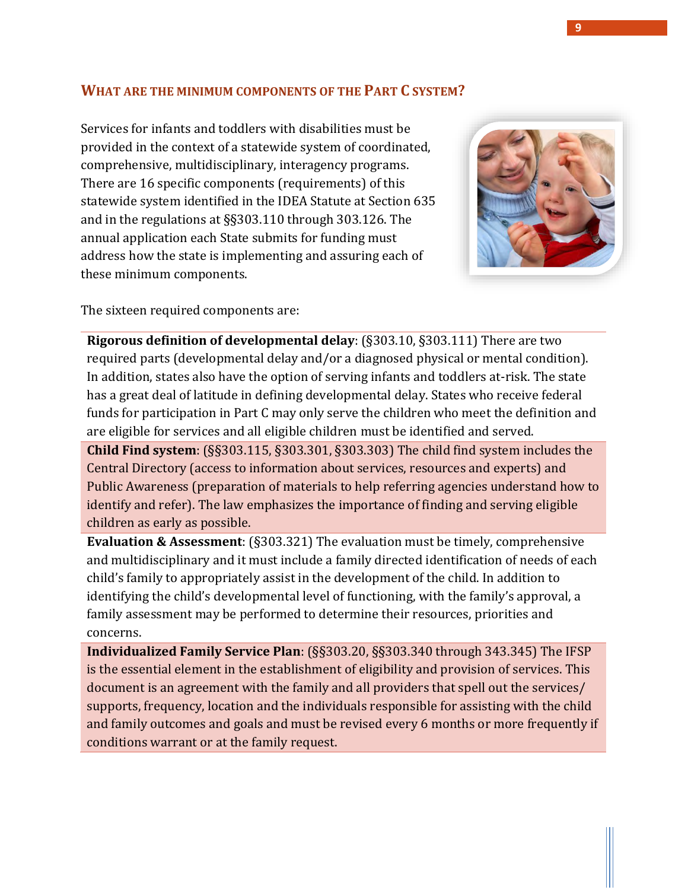## What are the minimum components of the Part C system?

Services for infants and toddlers with disabilities must be provided in the context of a statewide system of coordinated, comprehensive, multidisciplinary, interagency programs. There are 16 specific components (requirements) of this statewide system identified in the IDEA Statute at Section 635 and in the regulations at §§303.110 through 303.126. The annual application each State submits for funding must address how the state is implementing and assuring each of these minimum components.

The sixteen required components are:

**Rigorous definition of developmental delay**: (§303.10, §303.111) There are two required parts (developmental delay and/or a diagnosed physical or mental condition). In addition, states also have the option of serving infants and toddlers at-risk. The state has a great deal of latitude in defining developmental delay. States who receive federal funds for participation in Part C may only serve the children who meet the definition and are eligible for services and all eligible children must be identified and served.

**Child Find system**: (§§303.115, §303.301, §303.303) The child find system includes the Central Directory (access to information about services, resources and experts) and Public Awareness (preparation of materials to help referring agencies understand how to identify and refer). The law emphasizes the importance of finding and serving eligible children as early as possible.

**Evaluation & Assessment**: (§303.321) The evaluation must be timely, comprehensive and multidisciplinary and it must include a family directed identification of needs of each child's family to appropriately assist in the development of the child. In addition to identifying the child's developmental level of functioning, with the family's approval, a family assessment may be performed to determine their resources, priorities and concerns.

**Individualized Family Service Plan**: (§§303.20, §§303.340 through 343.345) The IFSP is the essential element in the establishment of eligibility and provision of services. This document is an agreement with the family and all providers that spell out the services/ supports, frequency, location and the individuals responsible for assisting with the child and family outcomes and goals and must be revised every 6 months or more frequently if conditions warrant or at the family request.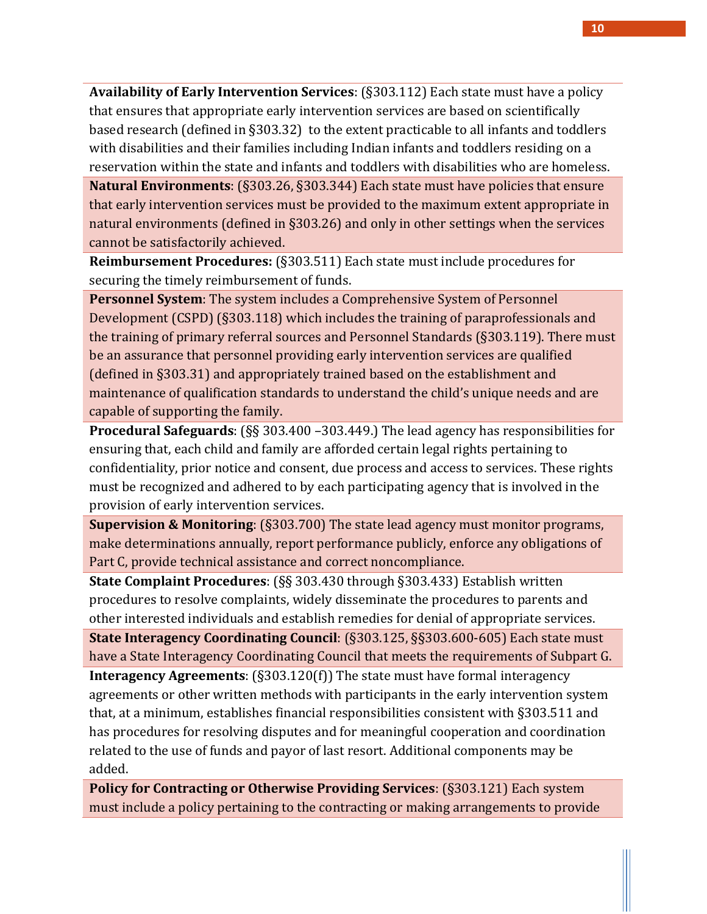**Availability of Early Intervention Services**: (§303.112) Each state must have a policy that ensures that appropriate early intervention services are based on scientifically based research (defined in §303.32) to the extent practicable to all infants and toddlers with disabilities and their families including Indian infants and toddlers residing on a reservation within the state and infants and toddlers with disabilities who are homeless.

**Natural Environments**: (§303.26, §303.344) Each state must have policies that ensure that early intervention services must be provided to the maximum extent appropriate in natural environments (defined in §303.26) and only in other settings when the services cannot be satisfactorily achieved.

**Reimbursement Procedures:** (§303.511) Each state must include procedures for securing the timely reimbursement of funds.

**Personnel System**: The system includes a Comprehensive System of Personnel Development (CSPD) (§303.118) which includes the training of paraprofessionals and the training of primary referral sources and Personnel Standards (§303.119). There must be an assurance that personnel providing early intervention services are qualified (defined in §303.31) and appropriately trained based on the establishment and maintenance of qualification standards to understand the child's unique needs and are capable of supporting the family.

**Procedural Safeguards**: (§§ 303.400 –303.449.) The lead agency has responsibilities for ensuring that, each child and family are afforded certain legal rights pertaining to confidentiality, prior notice and consent, due process and access to services. These rights must be recognized and adhered to by each participating agency that is involved in the provision of early intervention services.

**Supervision & Monitoring**: (§303.700) The state lead agency must monitor programs, make determinations annually, report performance publicly, enforce any obligations of Part C, provide technical assistance and correct noncompliance.

**State Complaint Procedures**: (§§ 303.430 through §303.433) Establish written procedures to resolve complaints, widely disseminate the procedures to parents and other interested individuals and establish remedies for denial of appropriate services.

**State Interagency Coordinating Council**: (§303.125, §§303.600-605) Each state must have a State Interagency Coordinating Council that meets the requirements of Subpart G.

**Interagency Agreements**: (§303.120(f)) The state must have formal interagency agreements or other written methods with participants in the early intervention system that, at a minimum, establishes financial responsibilities consistent with §303.511 and has procedures for resolving disputes and for meaningful cooperation and coordination related to the use of funds and payor of last resort. Additional components may be added.

**Policy for Contracting or Otherwise Providing Services**: (§303.121) Each system must include a policy pertaining to the contracting or making arrangements to provide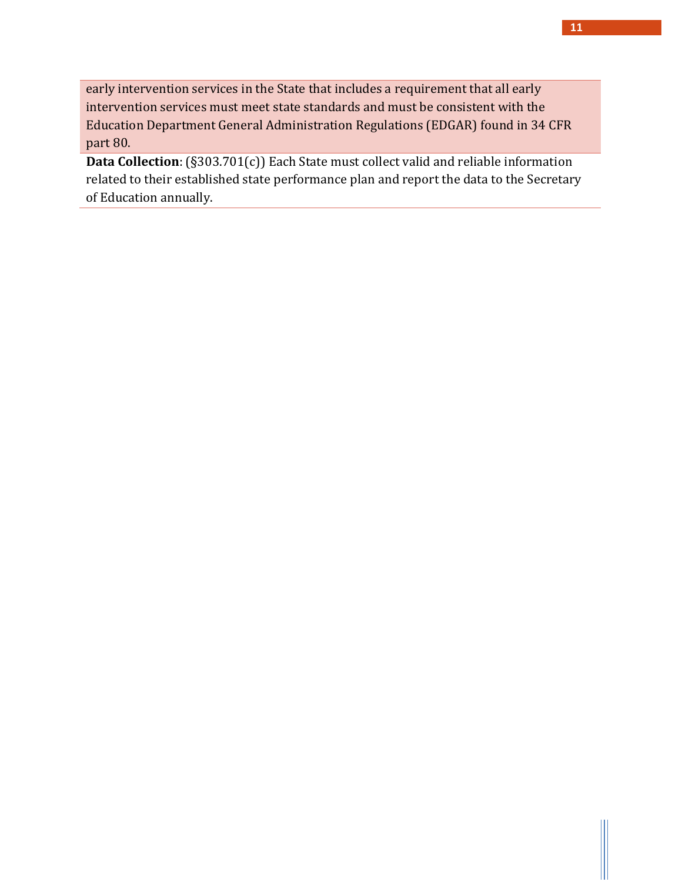early intervention services in the State that includes a requirement that all early intervention services must meet state standards and must be consistent with the Education Department General Administration Regulations (EDGAR) found in 34 CFR part 80.

**Data Collection**: (§303.701(c)) Each State must collect valid and reliable information related to their established state performance plan and report the data to the Secretary of Education annually.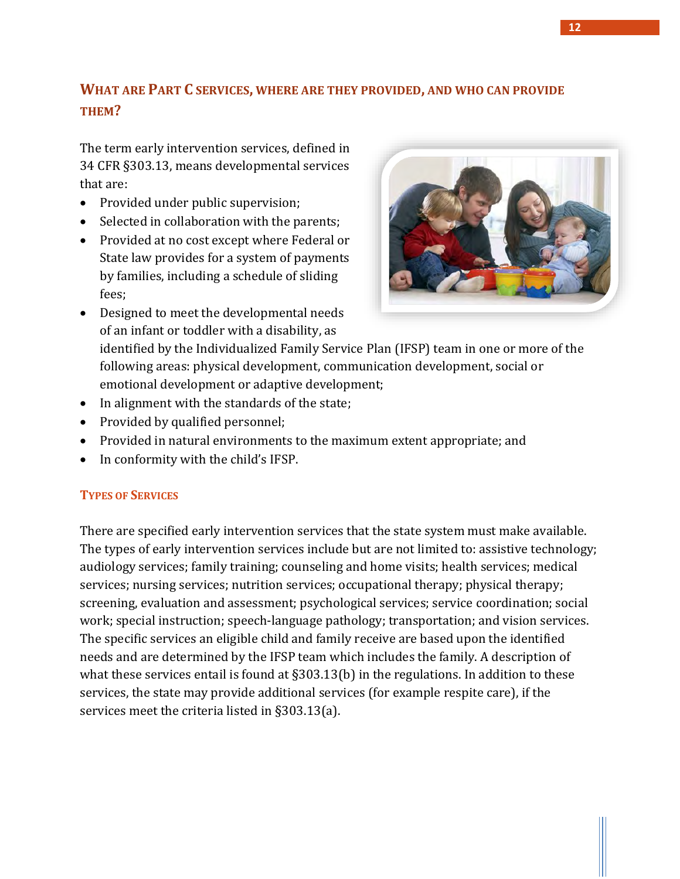## What are Part C services, where are they provided, and who can provide them?

The term early intervention services, defined in 34 CFR §303.13, means developmental services that are:

- Provided under public supervision;
- Selected in collaboration with the parents;
- Provided at no cost except where Federal or State law provides for a system of payments by families, including a schedule of sliding fees;
- Designed to meet the developmental needs of an infant or toddler with a disability, as identified by the Individualized Family Service Plan (IFSP) team in one or more of the following areas: physical development, communication development, social or emotional development or adaptive development;
- In alignment with the standards of the state;
- Provided by qualified personnel;
- Provided in natural environments to the maximum extent appropriate; and
- In conformity with the child's IFSP.

### Types of Services

There are specified early intervention services that the state system must make available. The types of early intervention services include but are not limited to: assistive technology; audiology services; family training; counseling and home visits; health services; medical services; nursing services; nutrition services; occupational therapy; physical therapy; screening, evaluation and assessment; psychological services; service coordination; social work; special instruction; speech-language pathology; transportation; and vision services. The specific services an eligible child and family receive are based upon the identified needs and are determined by the IFSP team which includes the family. A description of what these services entail is found at §303.13(b) in the regulations. In addition to these services, the state may provide additional services (for example respite care), if the services meet the criteria listed in §303.13(a).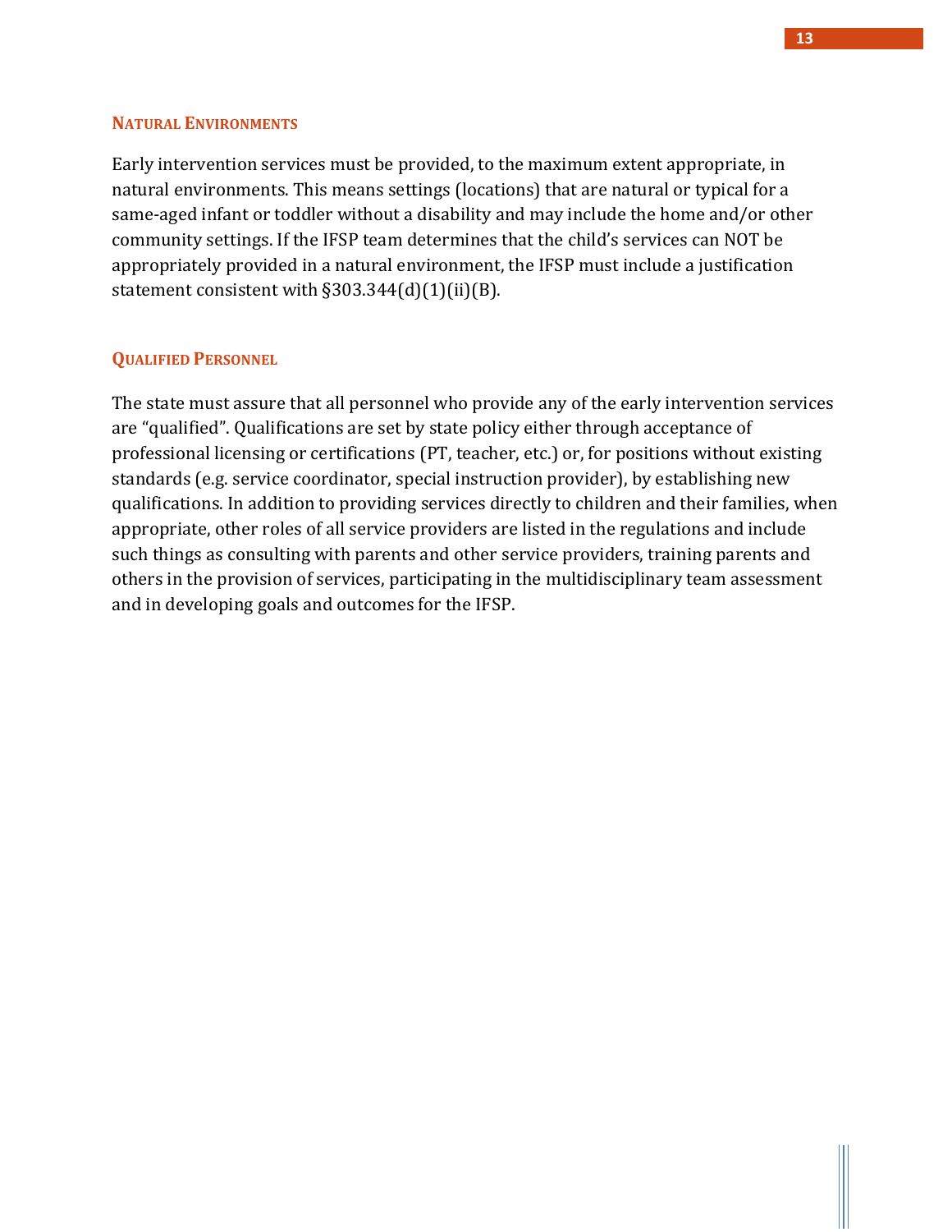### Natural Environments

Early intervention services must be provided, to the maximum extent appropriate, in natural environments. This means settings (locations) that are natural or typical for a same-aged infant or toddler without a disability and may include the home and/or other community settings. If the IFSP team determines that the child's services can NOT be appropriately provided in a natural environment, the IFSP must include a justification statement consistent with §303.344(d)(1)(ii)(B).

### Qualified Personnel

The state must assure that all personnel who provide any of the early intervention services are "qualified". Qualifications are set by state policy either through acceptance of professional licensing or certifications (PT, teacher, etc.) or, for positions without existing standards (e.g. service coordinator, special instruction provider), by establishing new qualifications. In addition to providing services directly to children and their families, when appropriate, other roles of all service providers are listed in the regulations and include such things as consulting with parents and other service providers, training parents and others in the provision of services, participating in the multidisciplinary team assessment and in developing goals and outcomes for the IFSP.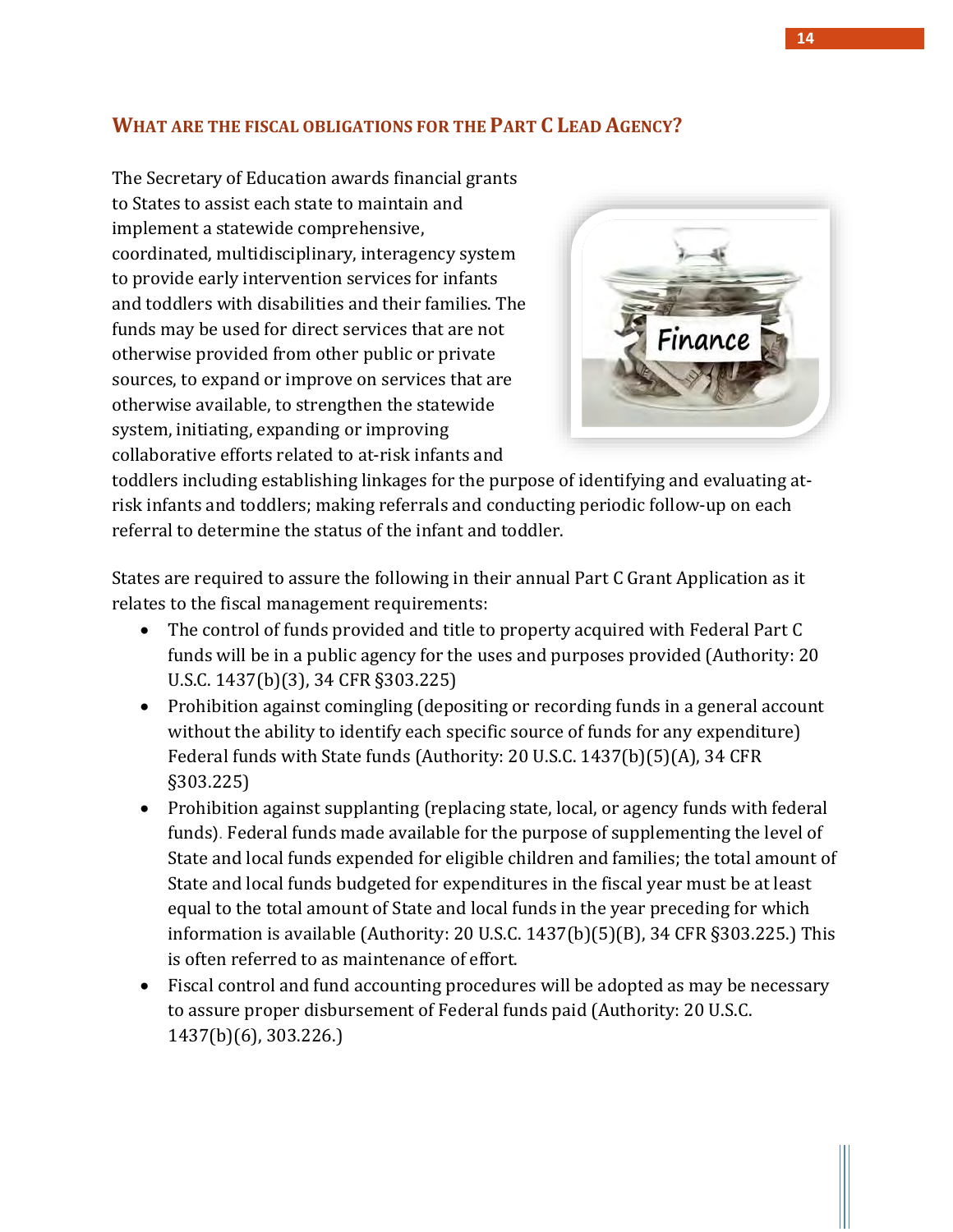## What are the fiscal obligations for the Part C Lead Agency?

The Secretary of Education awards financial grants to States to assist each state to maintain and implement a statewide comprehensive, coordinated, multidisciplinary, interagency system to provide early intervention services for infants and toddlers with disabilities and their families. The funds may be used for direct services that are not otherwise provided from other public or private sources, to expand or improve on services that are otherwise available, to strengthen the statewide system, initiating, expanding or improving collaborative efforts related to at-risk infants and toddlers including establishing linkages for the purpose of identifying and evaluating at-risk infants and toddlers; making referrals and conducting periodic follow-up on each referral to determine the status of the infant and toddler.

States are required to assure the following in their annual Part C Grant Application as it relates to the fiscal management requirements:

- The control of funds provided and title to property acquired with Federal Part C funds will be in a public agency for the uses and purposes provided (Authority: 20 U.S.C. 1437(b)(3), 34 CFR §303.225)
- Prohibition against comingling (depositing or recording funds in a general account without the ability to identify each specific source of funds for any expenditure) Federal funds with State funds (Authority: 20 U.S.C. 1437(b)(5)(A), 34 CFR §303.225)
- Prohibition against supplanting (replacing state, local, or agency funds with federal funds). Federal funds made available for the purpose of supplementing the level of State and local funds expended for eligible children and families; the total amount of State and local funds budgeted for expenditures in the fiscal year must be at least equal to the total amount of State and local funds in the year preceding for which information is available (Authority: 20 U.S.C. 1437(b)(5)(B), 34 CFR §303.225.) This is often referred to as maintenance of effort.
- Fiscal control and fund accounting procedures will be adopted as may be necessary to assure proper disbursement of Federal funds paid (Authority: 20 U.S.C. 1437(b)(6), 303.226.)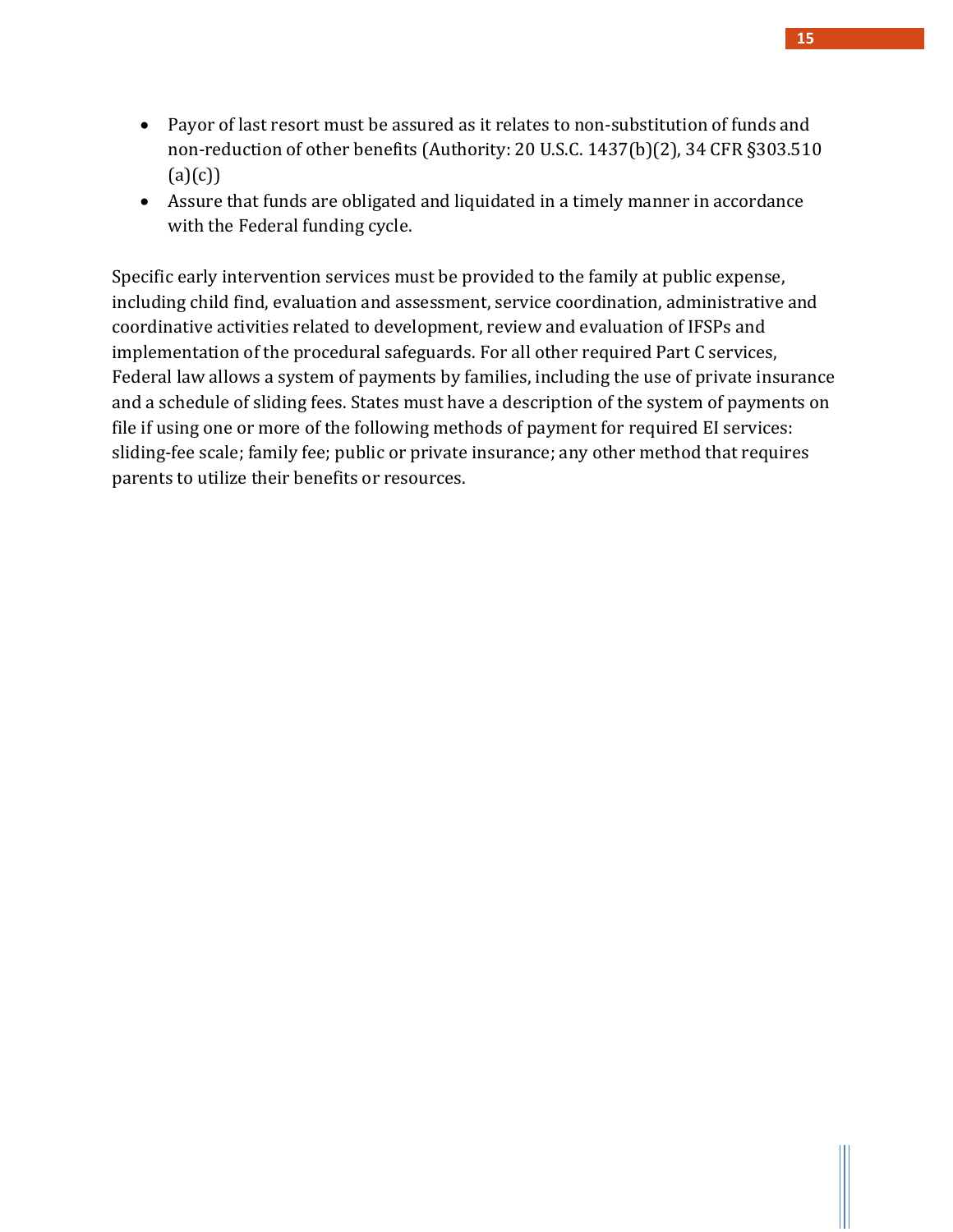- Payor of last resort must be assured as it relates to non-substitution of funds and non-reduction of other benefits (Authority: 20 U.S.C. 1437(b)(2), 34 CFR §303.510 (a)(c))
- Assure that funds are obligated and liquidated in a timely manner in accordance with the Federal funding cycle.

Specific early intervention services must be provided to the family at public expense, including child find, evaluation and assessment, service coordination, administrative and coordinative activities related to development, review and evaluation of IFSPs and implementation of the procedural safeguards. For all other required Part C services, Federal law allows a system of payments by families, including the use of private insurance and a schedule of sliding fees. States must have a description of the system of payments on file if using one or more of the following methods of payment for required EI services: sliding-fee scale; family fee; public or private insurance; any other method that requires parents to utilize their benefits or resources.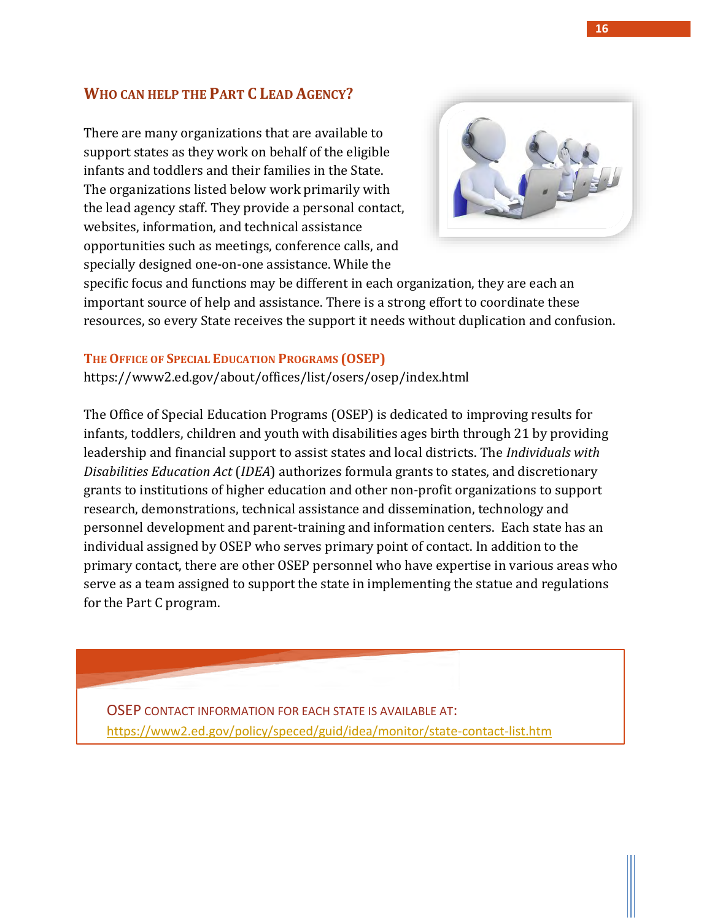## Who can help the Part C Lead Agency?

There are many organizations that are available to support states as they work on behalf of the eligible infants and toddlers and their families in the State. The organizations listed below work primarily with the lead agency staff. They provide a personal contact, websites, information, and technical assistance opportunities such as meetings, conference calls, and specially designed one-on-one assistance. While the specific focus and functions may be different in each organization, they are each an important source of help and assistance. There is a strong effort to coordinate these resources, so every State receives the support it needs without duplication and confusion.

### The Office of Special Education Programs (OSEP)

https://www2.ed.gov/about/offices/list/osers/osep/index.html

The Office of Special Education Programs (OSEP) is dedicated to improving results for infants, toddlers, children and youth with disabilities ages birth through 21 by providing leadership and financial support to assist states and local districts. The *Individuals with Disabilities Education Act* (*IDEA*) authorizes formula grants to states, and discretionary grants to institutions of higher education and other non-profit organizations to support research, demonstrations, technical assistance and dissemination, technology and personnel development and parent-training and information centers. Each state has an individual assigned by OSEP who serves primary point of contact. In addition to the primary contact, there are other OSEP personnel who have expertise in various areas who serve as a team assigned to support the state in implementing the statue and regulations for the Part C program.

OSEP contact information for each state is available at:
https://www2.ed.gov/policy/speced/guid/idea/monitor/state-contact-list.htm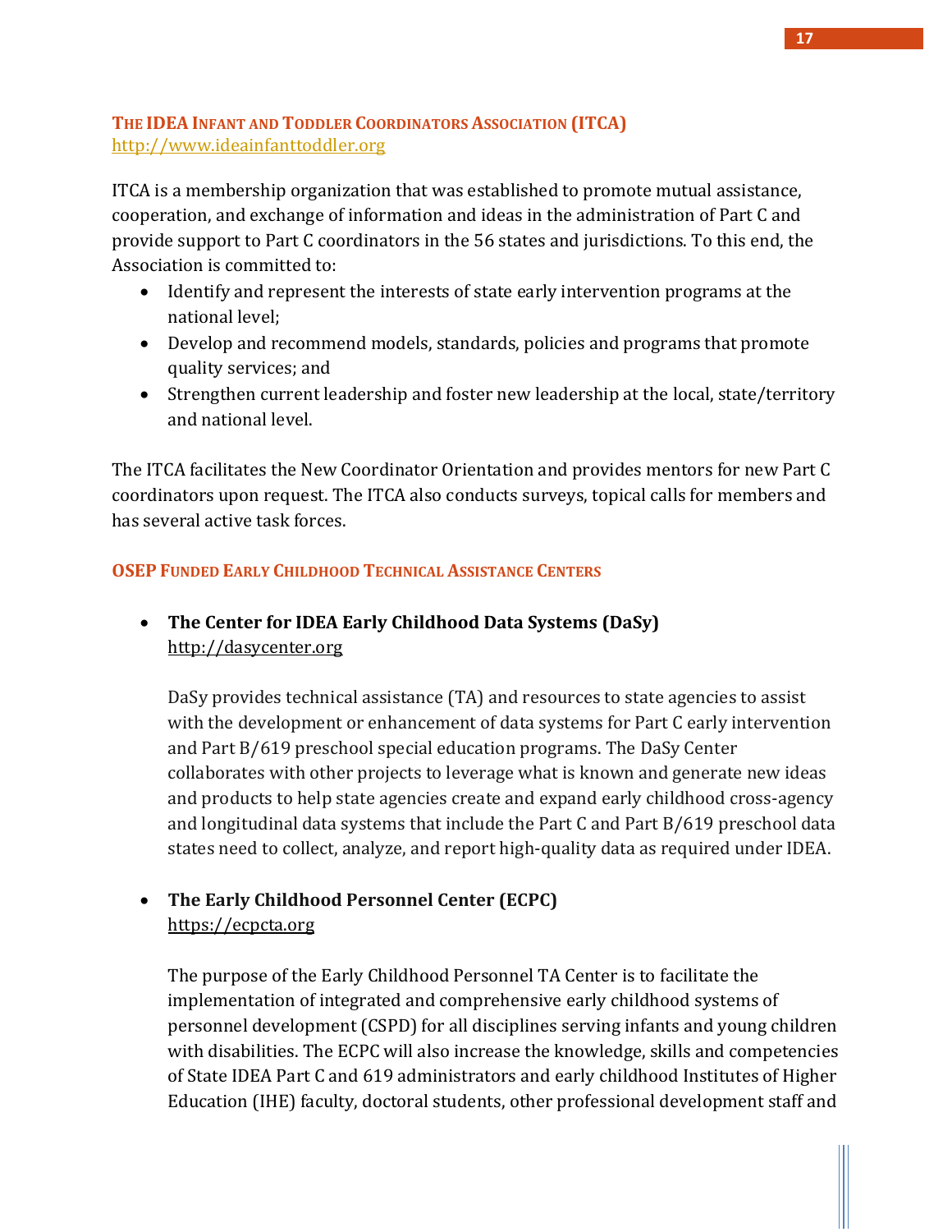### The IDEA Infant and Toddler Coordinators Association (ITCA)

http://www.ideainfanttoddler.org

ITCA is a membership organization that was established to promote mutual assistance, cooperation, and exchange of information and ideas in the administration of Part C and provide support to Part C coordinators in the 56 states and jurisdictions. To this end, the Association is committed to:

- Identify and represent the interests of state early intervention programs at the national level;
- Develop and recommend models, standards, policies and programs that promote quality services; and
- Strengthen current leadership and foster new leadership at the local, state/territory and national level.

The ITCA facilitates the New Coordinator Orientation and provides mentors for new Part C coordinators upon request. The ITCA also conducts surveys, topical calls for members and has several active task forces.

### OSEP Funded Early Childhood Technical Assistance Centers

- **The Center for IDEA Early Childhood Data Systems (DaSy)**
  http://dasycenter.org

  DaSy provides technical assistance (TA) and resources to state agencies to assist with the development or enhancement of data systems for Part C early intervention and Part B/619 preschool special education programs. The DaSy Center collaborates with other projects to leverage what is known and generate new ideas and products to help state agencies create and expand early childhood cross-agency and longitudinal data systems that include the Part C and Part B/619 preschool data states need to collect, analyze, and report high-quality data as required under IDEA.

- **The Early Childhood Personnel Center (ECPC)**
  https://ecpcta.org

  The purpose of the Early Childhood Personnel TA Center is to facilitate the implementation of integrated and comprehensive early childhood systems of personnel development (CSPD) for all disciplines serving infants and young children with disabilities. The ECPC will also increase the knowledge, skills and competencies of State IDEA Part C and 619 administrators and early childhood Institutes of Higher Education (IHE) faculty, doctoral students, other professional development staff and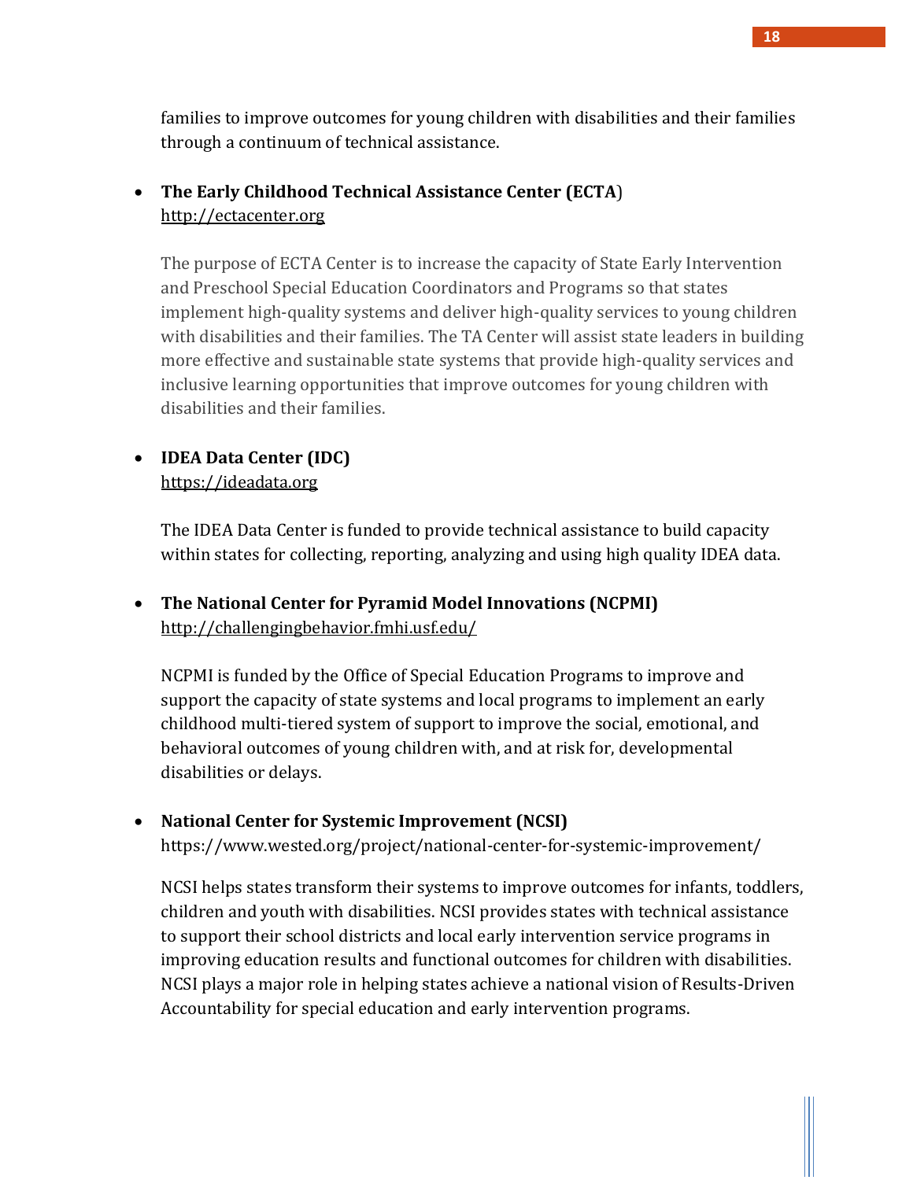families to improve outcomes for young children with disabilities and their families through a continuum of technical assistance.

- **The Early Childhood Technical Assistance Center (ECTA)**
  http://ectacenter.org

  The purpose of ECTA Center is to increase the capacity of State Early Intervention and Preschool Special Education Coordinators and Programs so that states implement high-quality systems and deliver high-quality services to young children with disabilities and their families. The TA Center will assist state leaders in building more effective and sustainable state systems that provide high-quality services and inclusive learning opportunities that improve outcomes for young children with disabilities and their families.

- **IDEA Data Center (IDC)**
  https://ideadata.org

  The IDEA Data Center is funded to provide technical assistance to build capacity within states for collecting, reporting, analyzing and using high quality IDEA data.

- **The National Center for Pyramid Model Innovations (NCPMI)**
  http://challengingbehavior.fmhi.usf.edu/

  NCPMI is funded by the Office of Special Education Programs to improve and support the capacity of state systems and local programs to implement an early childhood multi-tiered system of support to improve the social, emotional, and behavioral outcomes of young children with, and at risk for, developmental disabilities or delays.

- **National Center for Systemic Improvement (NCSI)**
  https://www.wested.org/project/national-center-for-systemic-improvement/

  NCSI helps states transform their systems to improve outcomes for infants, toddlers, children and youth with disabilities. NCSI provides states with technical assistance to support their school districts and local early intervention service programs in improving education results and functional outcomes for children with disabilities. NCSI plays a major role in helping states achieve a national vision of Results-Driven Accountability for special education and early intervention programs.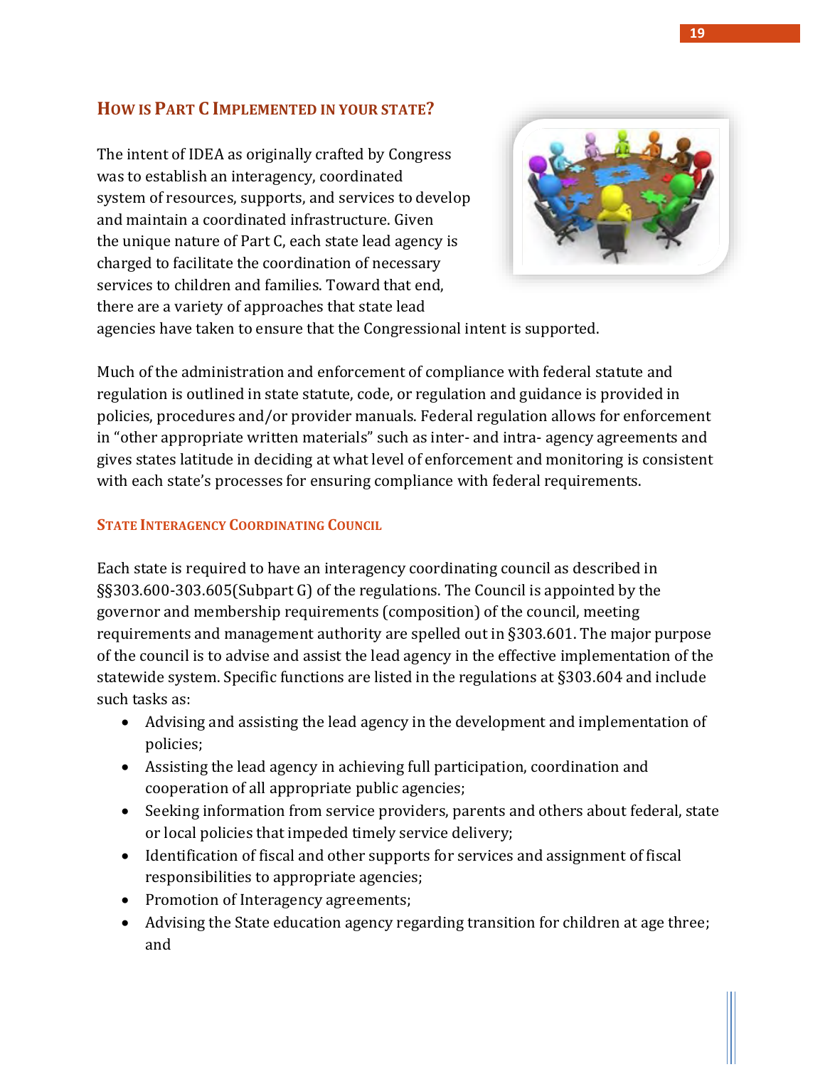## How is Part C Implemented in your state?

The intent of IDEA as originally crafted by Congress was to establish an interagency, coordinated system of resources, supports, and services to develop and maintain a coordinated infrastructure. Given the unique nature of Part C, each state lead agency is charged to facilitate the coordination of necessary services to children and families. Toward that end, there are a variety of approaches that state lead agencies have taken to ensure that the Congressional intent is supported.

Much of the administration and enforcement of compliance with federal statute and regulation is outlined in state statute, code, or regulation and guidance is provided in policies, procedures and/or provider manuals. Federal regulation allows for enforcement in "other appropriate written materials" such as inter- and intra- agency agreements and gives states latitude in deciding at what level of enforcement and monitoring is consistent with each state's processes for ensuring compliance with federal requirements.

### State Interagency Coordinating Council

Each state is required to have an interagency coordinating council as described in §§303.600-303.605(Subpart G) of the regulations. The Council is appointed by the governor and membership requirements (composition) of the council, meeting requirements and management authority are spelled out in §303.601. The major purpose of the council is to advise and assist the lead agency in the effective implementation of the statewide system. Specific functions are listed in the regulations at §303.604 and include such tasks as:

- Advising and assisting the lead agency in the development and implementation of policies;
- Assisting the lead agency in achieving full participation, coordination and cooperation of all appropriate public agencies;
- Seeking information from service providers, parents and others about federal, state or local policies that impeded timely service delivery;
- Identification of fiscal and other supports for services and assignment of fiscal responsibilities to appropriate agencies;
- Promotion of Interagency agreements;
- Advising the State education agency regarding transition for children at age three; and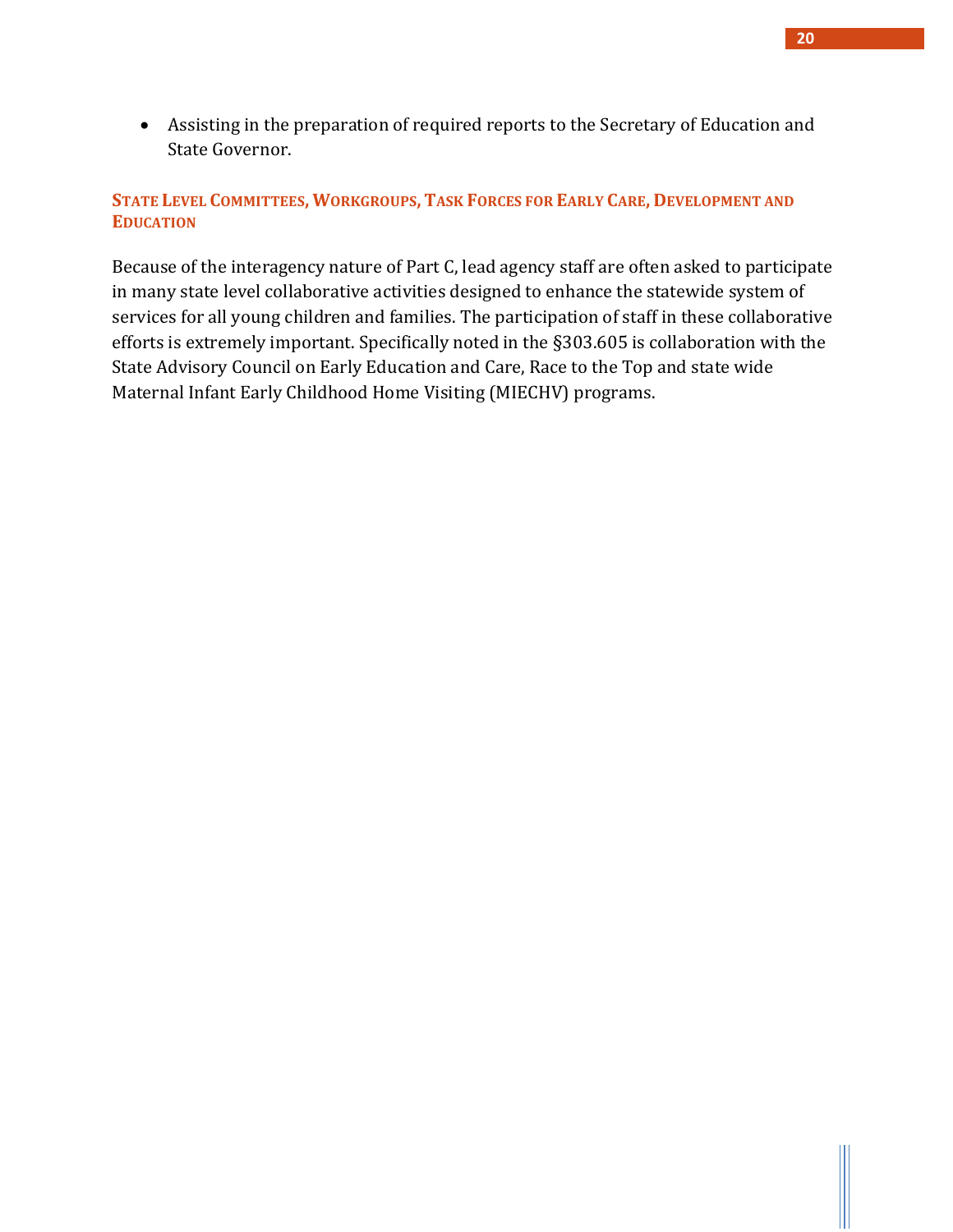- Assisting in the preparation of required reports to the Secretary of Education and State Governor.

### State Level Committees, Workgroups, Task Forces for Early Care, Development and Education

Because of the interagency nature of Part C, lead agency staff are often asked to participate in many state level collaborative activities designed to enhance the statewide system of services for all young children and families. The participation of staff in these collaborative efforts is extremely important. Specifically noted in the §303.605 is collaboration with the State Advisory Council on Early Education and Care, Race to the Top and state wide Maternal Infant Early Childhood Home Visiting (MIECHV) programs.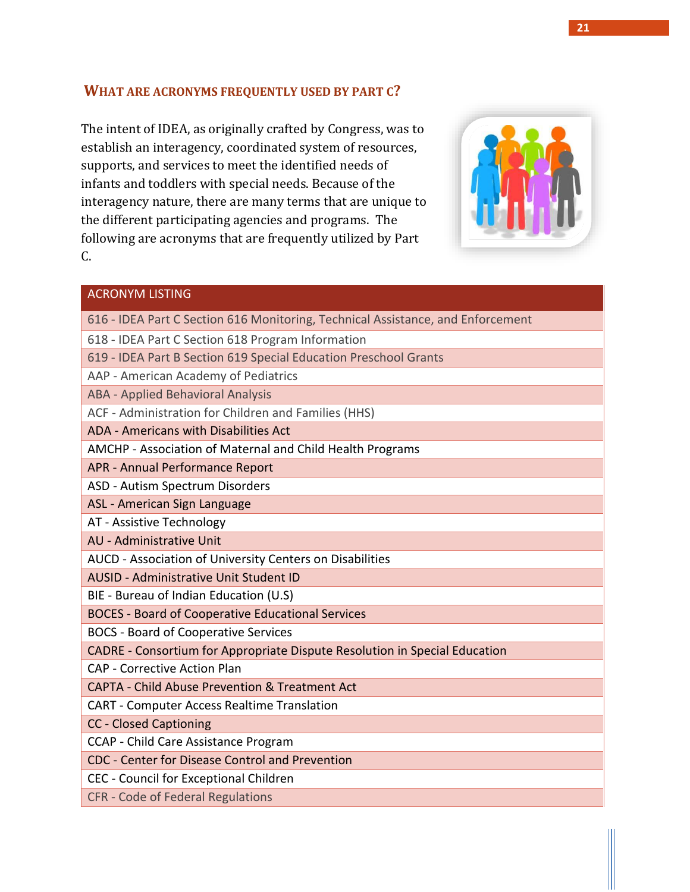## WHAT ARE ACRONYMS FREQUENTLY USED BY PART C?

The intent of IDEA, as originally crafted by Congress, was to establish an interagency, coordinated system of resources, supports, and services to meet the identified needs of infants and toddlers with special needs. Because of the interagency nature, there are many terms that are unique to the different participating agencies and programs. The following are acronyms that are frequently utilized by Part C.

| ACRONYM LISTING |
|---|
| 616 - IDEA Part C Section 616 Monitoring, Technical Assistance, and Enforcement |
| 618 - IDEA Part C Section 618 Program Information |
| 619 - IDEA Part B Section 619 Special Education Preschool Grants |
| AAP - American Academy of Pediatrics |
| ABA - Applied Behavioral Analysis |
| ACF - Administration for Children and Families (HHS) |
| ADA - Americans with Disabilities Act |
| AMCHP - Association of Maternal and Child Health Programs |
| APR - Annual Performance Report |
| ASD - Autism Spectrum Disorders |
| ASL - American Sign Language |
| AT - Assistive Technology |
| AU - Administrative Unit |
| AUCD - Association of University Centers on Disabilities |
| AUSID - Administrative Unit Student ID |
| BIE - Bureau of Indian Education (U.S) |
| BOCES - Board of Cooperative Educational Services |
| BOCS - Board of Cooperative Services |
| CADRE - Consortium for Appropriate Dispute Resolution in Special Education |
| CAP - Corrective Action Plan |
| CAPTA - Child Abuse Prevention & Treatment Act |
| CART - Computer Access Realtime Translation |
| CC - Closed Captioning |
| CCAP - Child Care Assistance Program |
| CDC - Center for Disease Control and Prevention |
| CEC - Council for Exceptional Children |
| CFR - Code of Federal Regulations |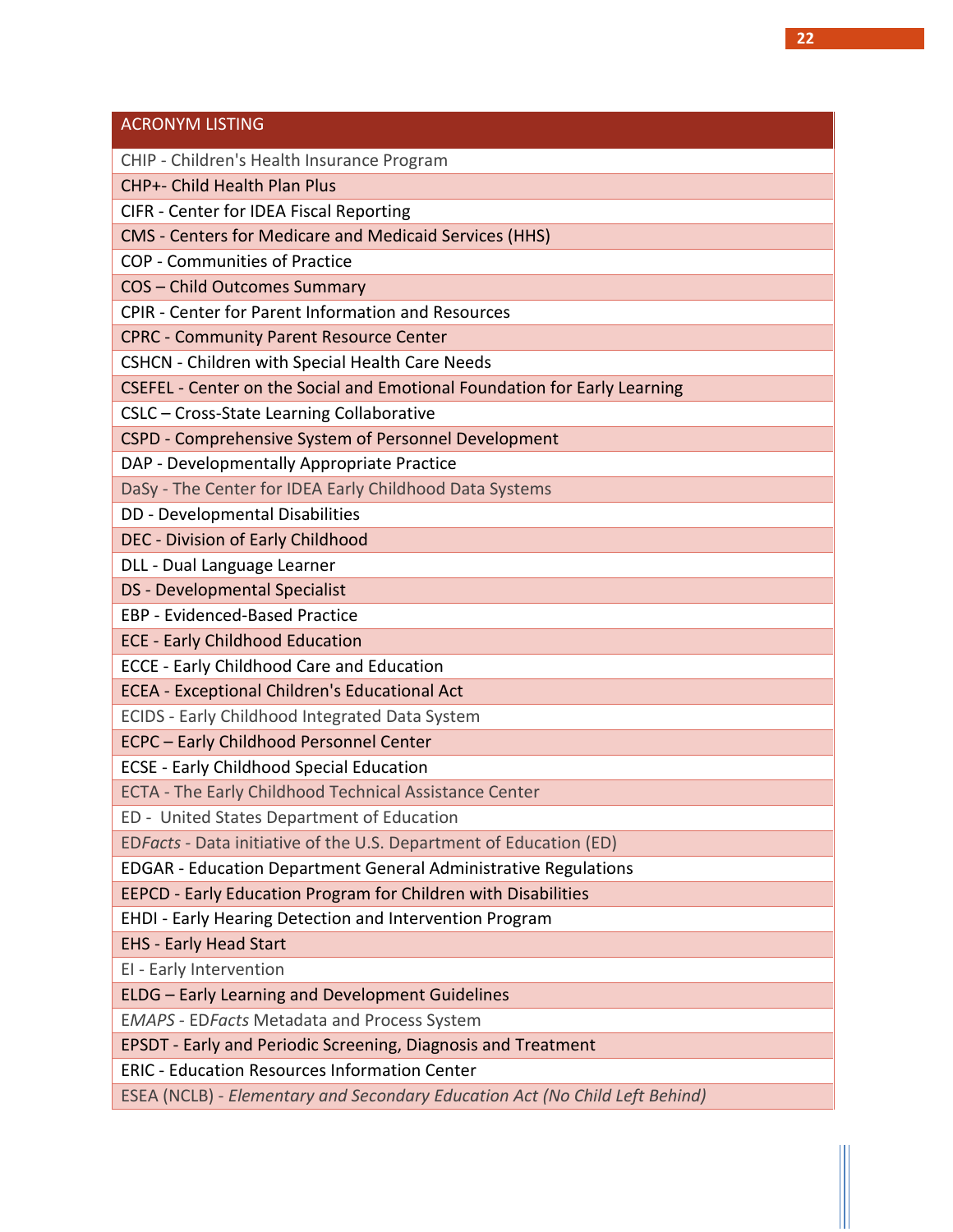| ACRONYM LISTING |
|---|
| CHIP - Children's Health Insurance Program |
| CHP+- Child Health Plan Plus |
| CIFR - Center for IDEA Fiscal Reporting |
| CMS - Centers for Medicare and Medicaid Services (HHS) |
| COP - Communities of Practice |
| COS – Child Outcomes Summary |
| CPIR - Center for Parent Information and Resources |
| CPRC - Community Parent Resource Center |
| CSHCN - Children with Special Health Care Needs |
| CSEFEL - Center on the Social and Emotional Foundation for Early Learning |
| CSLC – Cross-State Learning Collaborative |
| CSPD - Comprehensive System of Personnel Development |
| DAP - Developmentally Appropriate Practice |
| DaSy - The Center for IDEA Early Childhood Data Systems |
| DD - Developmental Disabilities |
| DEC - Division of Early Childhood |
| DLL - Dual Language Learner |
| DS - Developmental Specialist |
| EBP - Evidenced-Based Practice |
| ECE - Early Childhood Education |
| ECCE - Early Childhood Care and Education |
| ECEA - Exceptional Children's Educational Act |
| ECIDS - Early Childhood Integrated Data System |
| ECPC – Early Childhood Personnel Center |
| ECSE - Early Childhood Special Education |
| ECTA - The Early Childhood Technical Assistance Center |
| ED - United States Department of Education |
| ED*Facts* - Data initiative of the U.S. Department of Education (ED) |
| EDGAR - Education Department General Administrative Regulations |
| EEPCD - Early Education Program for Children with Disabilities |
| EHDI - Early Hearing Detection and Intervention Program |
| EHS - Early Head Start |
| EI - Early Intervention |
| ELDG – Early Learning and Development Guidelines |
| E*MAPS* - ED*Facts* Metadata and Process System |
| EPSDT - Early and Periodic Screening, Diagnosis and Treatment |
| ERIC - Education Resources Information Center |
| ESEA (NCLB) - *Elementary and Secondary Education Act (No Child Left Behind)* |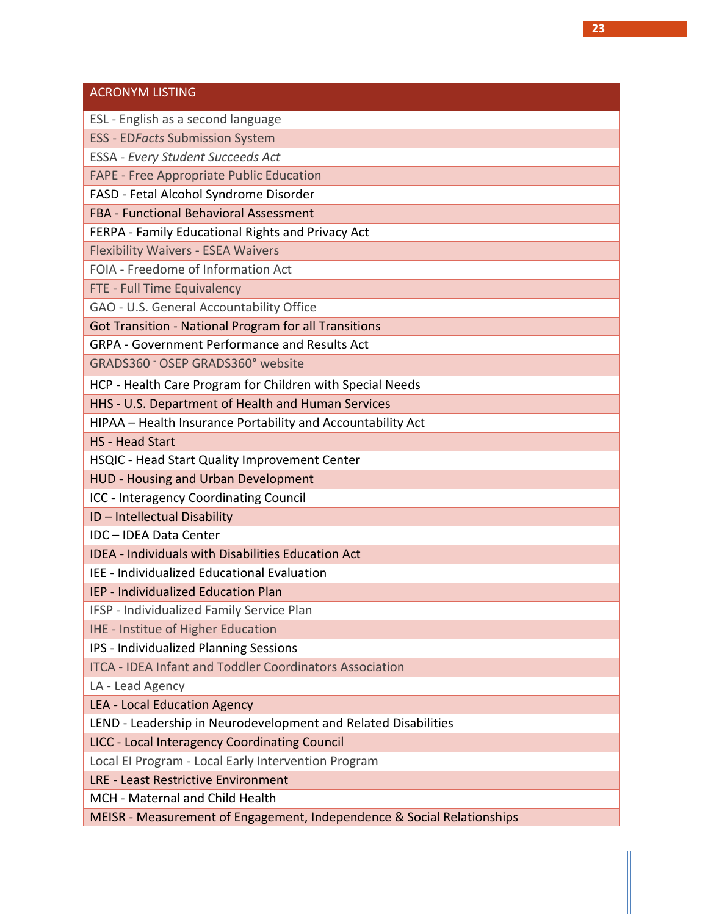| ACRONYM LISTING |
| --- |
| ESL - English as a second language |
| ESS - ED*Facts* Submission System |
| ESSA - *Every Student Succeeds Act* |
| FAPE - Free Appropriate Public Education |
| FASD - Fetal Alcohol Syndrome Disorder |
| FBA - Functional Behavioral Assessment |
| FERPA - Family Educational Rights and Privacy Act |
| Flexibility Waivers - ESEA Waivers |
| FOIA - Freedome of Information Act |
| FTE - Full Time Equivalency |
| GAO - U.S. General Accountability Office |
| Got Transition - National Program for all Transitions |
| GRPA - Government Performance and Results Act |
| GRADS360 - OSEP GRADS360° website |
| HCP - Health Care Program for Children with Special Needs |
| HHS - U.S. Department of Health and Human Services |
| HIPAA – Health Insurance Portability and Accountability Act |
| HS - Head Start |
| HSQIC - Head Start Quality Improvement Center |
| HUD - Housing and Urban Development |
| ICC - Interagency Coordinating Council |
| ID – Intellectual Disability |
| IDC – IDEA Data Center |
| IDEA - Individuals with Disabilities Education Act |
| IEE - Individualized Educational Evaluation |
| IEP - Individualized Education Plan |
| IFSP - Individualized Family Service Plan |
| IHE - Institue of Higher Education |
| IPS - Individualized Planning Sessions |
| ITCA - IDEA Infant and Toddler Coordinators Association |
| LA - Lead Agency |
| LEA - Local Education Agency |
| LEND - Leadership in Neurodevelopment and Related Disabilities |
| LICC - Local Interagency Coordinating Council |
| Local EI Program - Local Early Intervention Program |
| LRE - Least Restrictive Environment |
| MCH - Maternal and Child Health |
| MEISR - Measurement of Engagement, Independence & Social Relationships |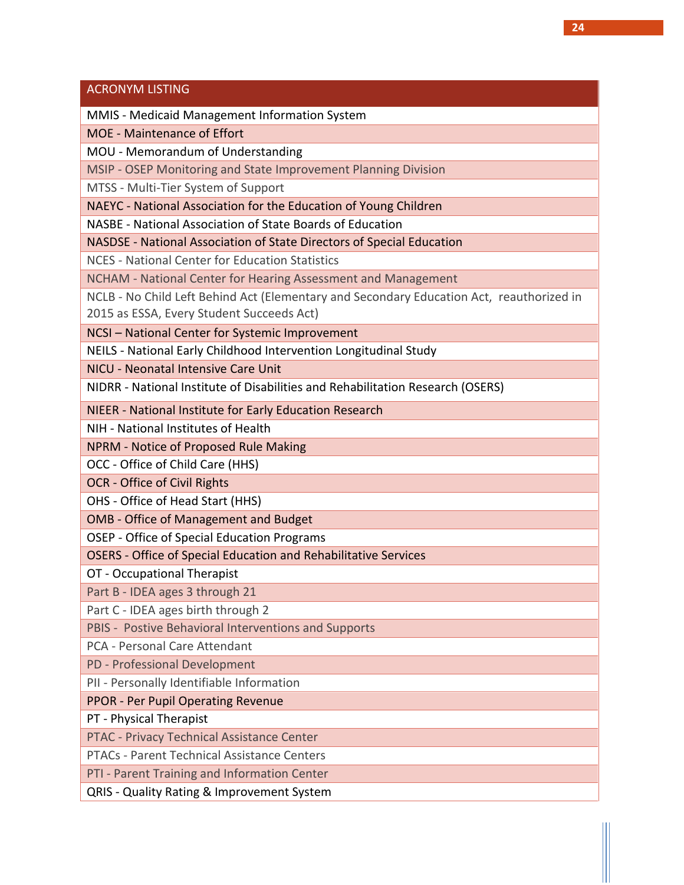| ACRONYM LISTING |
| --- |
| MMIS - Medicaid Management Information System |
| MOE - Maintenance of Effort |
| MOU - Memorandum of Understanding |
| MSIP - OSEP Monitoring and State Improvement Planning Division |
| MTSS - Multi-Tier System of Support |
| NAEYC - National Association for the Education of Young Children |
| NASBE - National Association of State Boards of Education |
| NASDSE - National Association of State Directors of Special Education |
| NCES - National Center for Education Statistics |
| NCHAM - National Center for Hearing Assessment and Management |
| NCLB - No Child Left Behind Act (Elementary and Secondary Education Act, reauthorized in 2015 as ESSA, Every Student Succeeds Act) |
| NCSI – National Center for Systemic Improvement |
| NEILS - National Early Childhood Intervention Longitudinal Study |
| NICU - Neonatal Intensive Care Unit |
| NIDRR - National Institute of Disabilities and Rehabilitation Research (OSERS) |
| NIEER - National Institute for Early Education Research |
| NIH - National Institutes of Health |
| NPRM - Notice of Proposed Rule Making |
| OCC - Office of Child Care (HHS) |
| OCR - Office of Civil Rights |
| OHS - Office of Head Start (HHS) |
| OMB - Office of Management and Budget |
| OSEP - Office of Special Education Programs |
| OSERS - Office of Special Education and Rehabilitative Services |
| OT - Occupational Therapist |
| Part B - IDEA ages 3 through 21 |
| Part C - IDEA ages birth through 2 |
| PBIS - Postive Behavioral Interventions and Supports |
| PCA - Personal Care Attendant |
| PD - Professional Development |
| PII - Personally Identifiable Information |
| PPOR - Per Pupil Operating Revenue |
| PT - Physical Therapist |
| PTAC - Privacy Technical Assistance Center |
| PTACs - Parent Technical Assistance Centers |
| PTI - Parent Training and Information Center |
| QRIS - Quality Rating & Improvement System |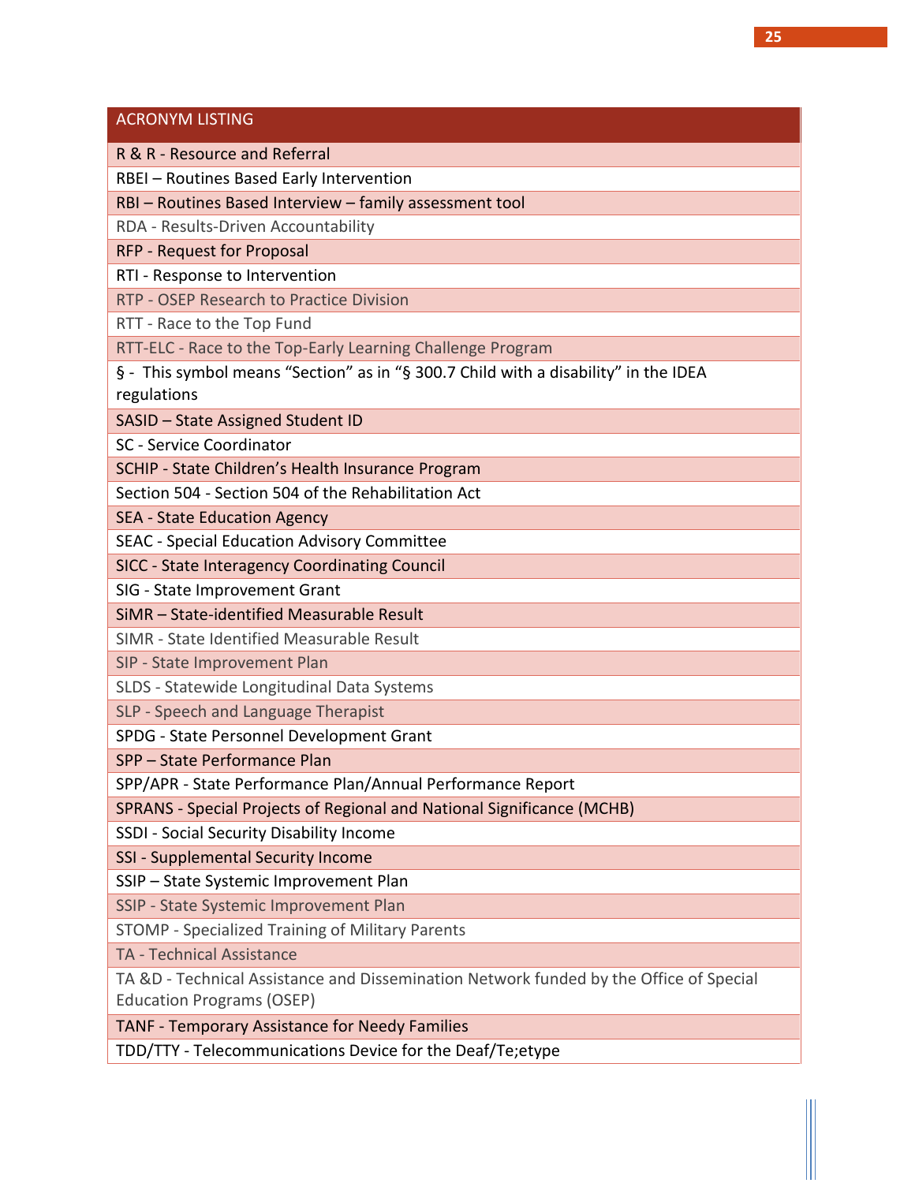| ACRONYM LISTING |
|---|
| R & R - Resource and Referral |
| RBEI – Routines Based Early Intervention |
| RBI – Routines Based Interview – family assessment tool |
| RDA - Results-Driven Accountability |
| RFP - Request for Proposal |
| RTI - Response to Intervention |
| RTP - OSEP Research to Practice Division |
| RTT - Race to the Top Fund |
| RTT-ELC - Race to the Top-Early Learning Challenge Program |
| § - This symbol means "Section" as in "§ 300.7 Child with a disability" in the IDEA regulations |
| SASID – State Assigned Student ID |
| SC - Service Coordinator |
| SCHIP - State Children's Health Insurance Program |
| Section 504 - Section 504 of the Rehabilitation Act |
| SEA - State Education Agency |
| SEAC - Special Education Advisory Committee |
| SICC - State Interagency Coordinating Council |
| SIG - State Improvement Grant |
| SiMR – State-identified Measurable Result |
| SIMR - State Identified Measurable Result |
| SIP - State Improvement Plan |
| SLDS - Statewide Longitudinal Data Systems |
| SLP - Speech and Language Therapist |
| SPDG - State Personnel Development Grant |
| SPP – State Performance Plan |
| SPP/APR - State Performance Plan/Annual Performance Report |
| SPRANS - Special Projects of Regional and National Significance (MCHB) |
| SSDI - Social Security Disability Income |
| SSI - Supplemental Security Income |
| SSIP – State Systemic Improvement Plan |
| SSIP - State Systemic Improvement Plan |
| STOMP - Specialized Training of Military Parents |
| TA - Technical Assistance |
| TA &D - Technical Assistance and Dissemination Network funded by the Office of Special Education Programs (OSEP) |
| TANF - Temporary Assistance for Needy Families |
| TDD/TTY - Telecommunications Device for the Deaf/Te;etype |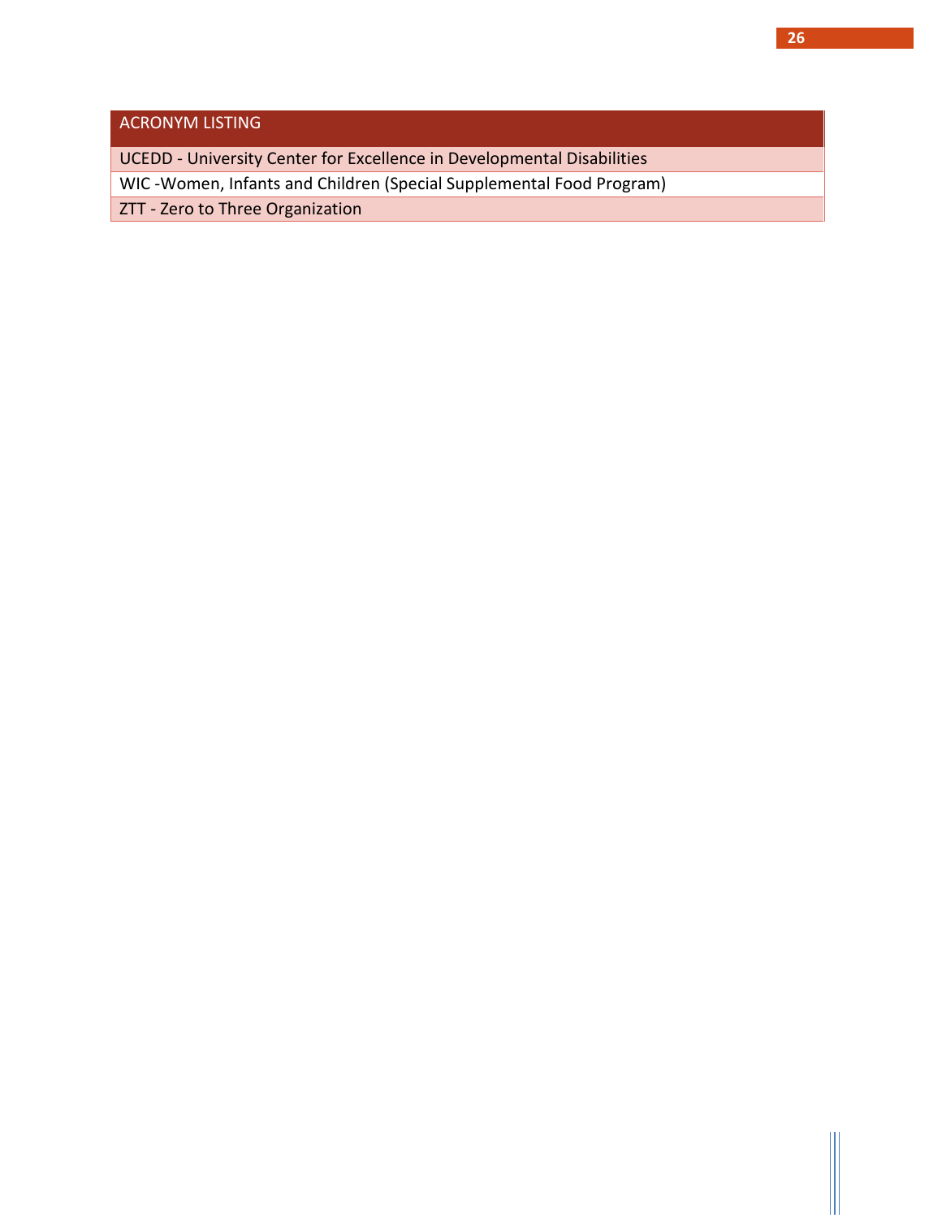| ACRONYM LISTING |
| --- |
| UCEDD - University Center for Excellence in Developmental Disabilities |
| WIC -Women, Infants and Children (Special Supplemental Food Program) |
| ZTT - Zero to Three Organization |